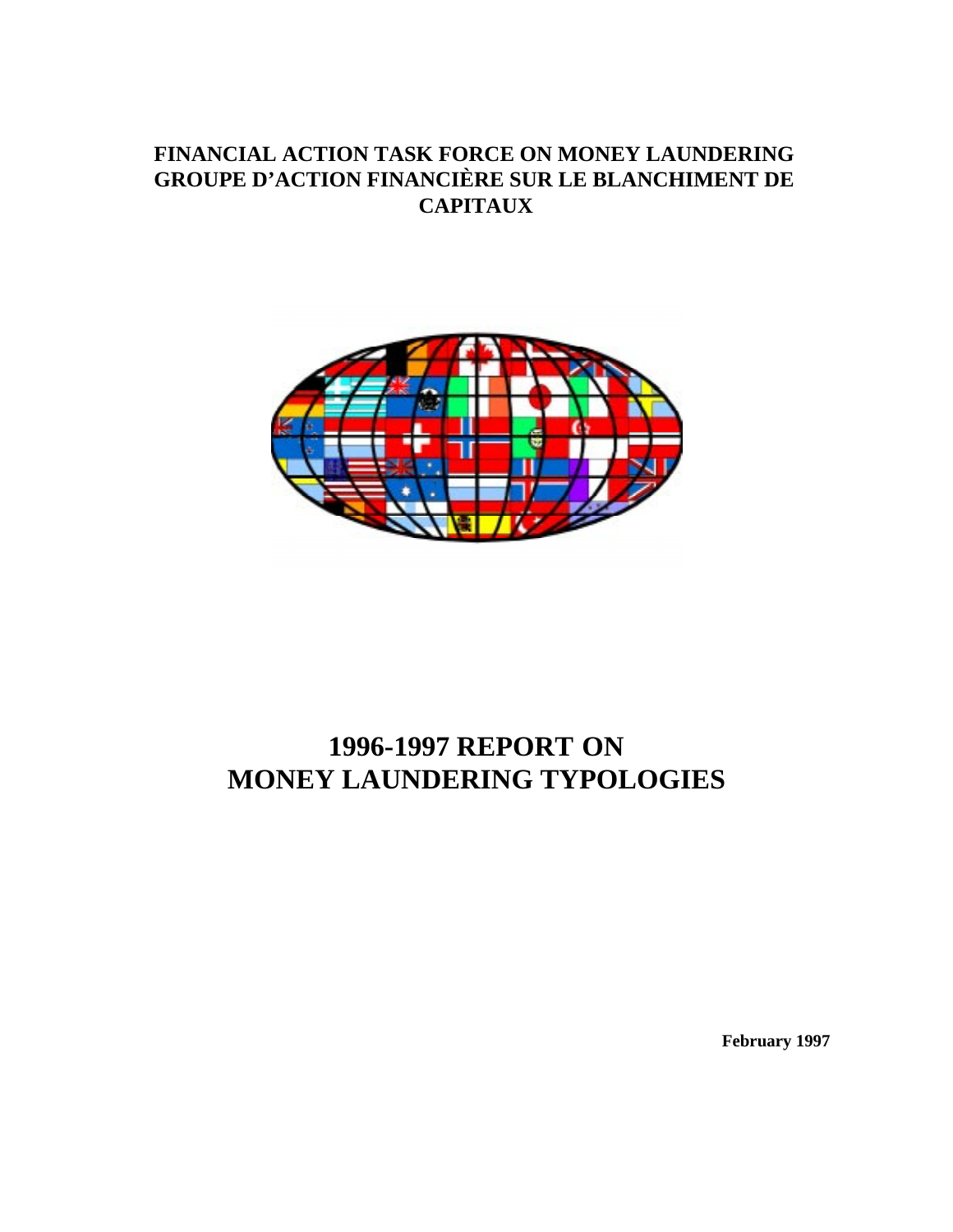**FINANCIAL ACTION TASK FORCE ON MONEY LAUNDERING**
**GROUPE D'ACTION FINANCIÈRE SUR LE BLANCHIMENT DE CAPITAUX**

# 1996-1997 REPORT ON MONEY LAUNDERING TYPOLOGIES

**February 1997**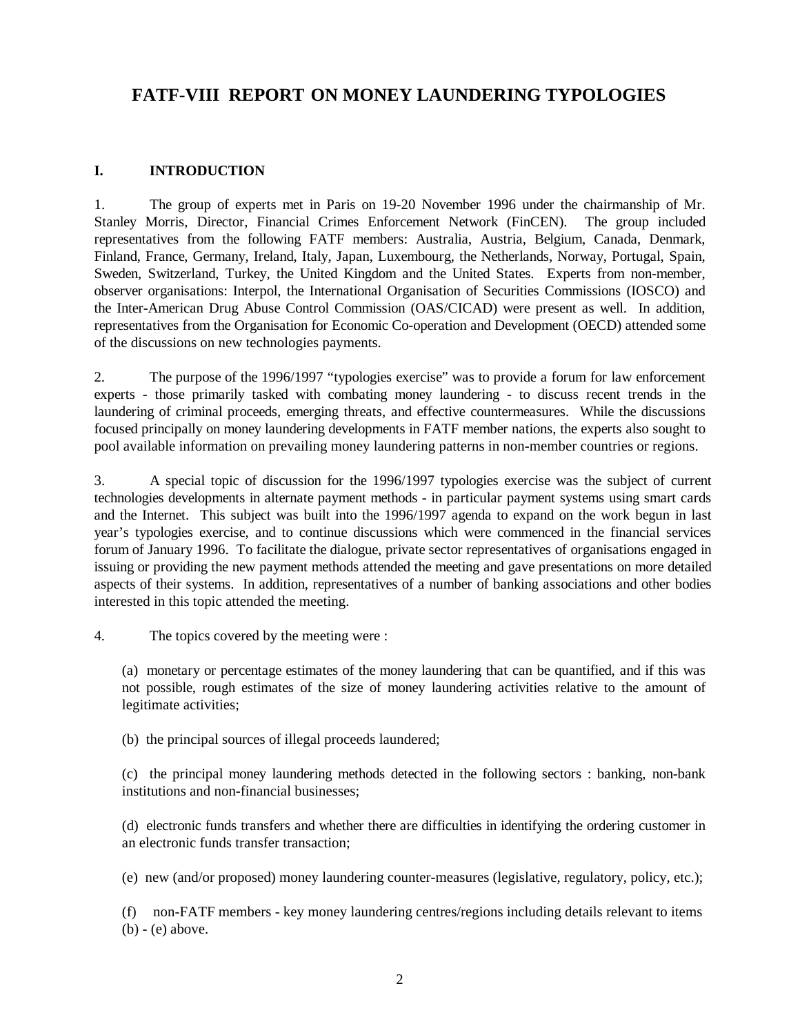# FATF-VIII REPORT ON MONEY LAUNDERING TYPOLOGIES

## I. INTRODUCTION

1. The group of experts met in Paris on 19-20 November 1996 under the chairmanship of Mr. Stanley Morris, Director, Financial Crimes Enforcement Network (FinCEN). The group included representatives from the following FATF members: Australia, Austria, Belgium, Canada, Denmark, Finland, France, Germany, Ireland, Italy, Japan, Luxembourg, the Netherlands, Norway, Portugal, Spain, Sweden, Switzerland, Turkey, the United Kingdom and the United States. Experts from non-member, observer organisations: Interpol, the International Organisation of Securities Commissions (IOSCO) and the Inter-American Drug Abuse Control Commission (OAS/CICAD) were present as well. In addition, representatives from the Organisation for Economic Co-operation and Development (OECD) attended some of the discussions on new technologies payments.

2. The purpose of the 1996/1997 "typologies exercise" was to provide a forum for law enforcement experts - those primarily tasked with combating money laundering - to discuss recent trends in the laundering of criminal proceeds, emerging threats, and effective countermeasures. While the discussions focused principally on money laundering developments in FATF member nations, the experts also sought to pool available information on prevailing money laundering patterns in non-member countries or regions.

3. A special topic of discussion for the 1996/1997 typologies exercise was the subject of current technologies developments in alternate payment methods - in particular payment systems using smart cards and the Internet. This subject was built into the 1996/1997 agenda to expand on the work begun in last year's typologies exercise, and to continue discussions which were commenced in the financial services forum of January 1996. To facilitate the dialogue, private sector representatives of organisations engaged in issuing or providing the new payment methods attended the meeting and gave presentations on more detailed aspects of their systems. In addition, representatives of a number of banking associations and other bodies interested in this topic attended the meeting.

4. The topics covered by the meeting were :

(a) monetary or percentage estimates of the money laundering that can be quantified, and if this was not possible, rough estimates of the size of money laundering activities relative to the amount of legitimate activities;

(b) the principal sources of illegal proceeds laundered;

(c) the principal money laundering methods detected in the following sectors : banking, non-bank institutions and non-financial businesses;

(d) electronic funds transfers and whether there are difficulties in identifying the ordering customer in an electronic funds transfer transaction;

(e) new (and/or proposed) money laundering counter-measures (legislative, regulatory, policy, etc.);

(f) non-FATF members - key money laundering centres/regions including details relevant to items (b) - (e) above.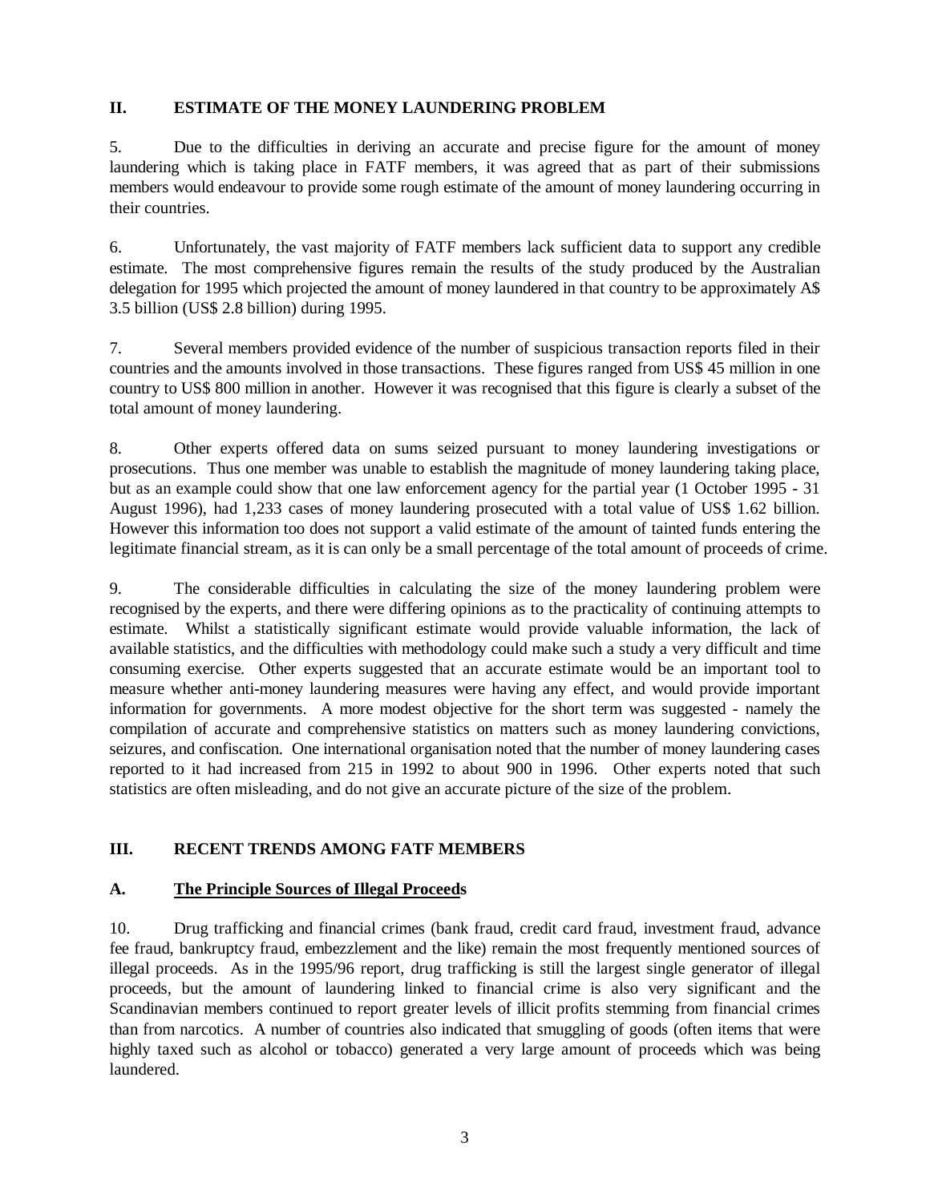## II. ESTIMATE OF THE MONEY LAUNDERING PROBLEM

5. Due to the difficulties in deriving an accurate and precise figure for the amount of money laundering which is taking place in FATF members, it was agreed that as part of their submissions members would endeavour to provide some rough estimate of the amount of money laundering occurring in their countries.

6. Unfortunately, the vast majority of FATF members lack sufficient data to support any credible estimate. The most comprehensive figures remain the results of the study produced by the Australian delegation for 1995 which projected the amount of money laundered in that country to be approximately A$ 3.5 billion (US$ 2.8 billion) during 1995.

7. Several members provided evidence of the number of suspicious transaction reports filed in their countries and the amounts involved in those transactions. These figures ranged from US$ 45 million in one country to US$ 800 million in another. However it was recognised that this figure is clearly a subset of the total amount of money laundering.

8. Other experts offered data on sums seized pursuant to money laundering investigations or prosecutions. Thus one member was unable to establish the magnitude of money laundering taking place, but as an example could show that one law enforcement agency for the partial year (1 October 1995 - 31 August 1996), had 1,233 cases of money laundering prosecuted with a total value of US$ 1.62 billion. However this information too does not support a valid estimate of the amount of tainted funds entering the legitimate financial stream, as it is can only be a small percentage of the total amount of proceeds of crime.

9. The considerable difficulties in calculating the size of the money laundering problem were recognised by the experts, and there were differing opinions as to the practicality of continuing attempts to estimate. Whilst a statistically significant estimate would provide valuable information, the lack of available statistics, and the difficulties with methodology could make such a study a very difficult and time consuming exercise. Other experts suggested that an accurate estimate would be an important tool to measure whether anti-money laundering measures were having any effect, and would provide important information for governments. A more modest objective for the short term was suggested - namely the compilation of accurate and comprehensive statistics on matters such as money laundering convictions, seizures, and confiscation. One international organisation noted that the number of money laundering cases reported to it had increased from 215 in 1992 to about 900 in 1996. Other experts noted that such statistics are often misleading, and do not give an accurate picture of the size of the problem.

## III. RECENT TRENDS AMONG FATF MEMBERS

### A. The Principle Sources of Illegal Proceeds

10. Drug trafficking and financial crimes (bank fraud, credit card fraud, investment fraud, advance fee fraud, bankruptcy fraud, embezzlement and the like) remain the most frequently mentioned sources of illegal proceeds. As in the 1995/96 report, drug trafficking is still the largest single generator of illegal proceeds, but the amount of laundering linked to financial crime is also very significant and the Scandinavian members continued to report greater levels of illicit profits stemming from financial crimes than from narcotics. A number of countries also indicated that smuggling of goods (often items that were highly taxed such as alcohol or tobacco) generated a very large amount of proceeds which was being laundered.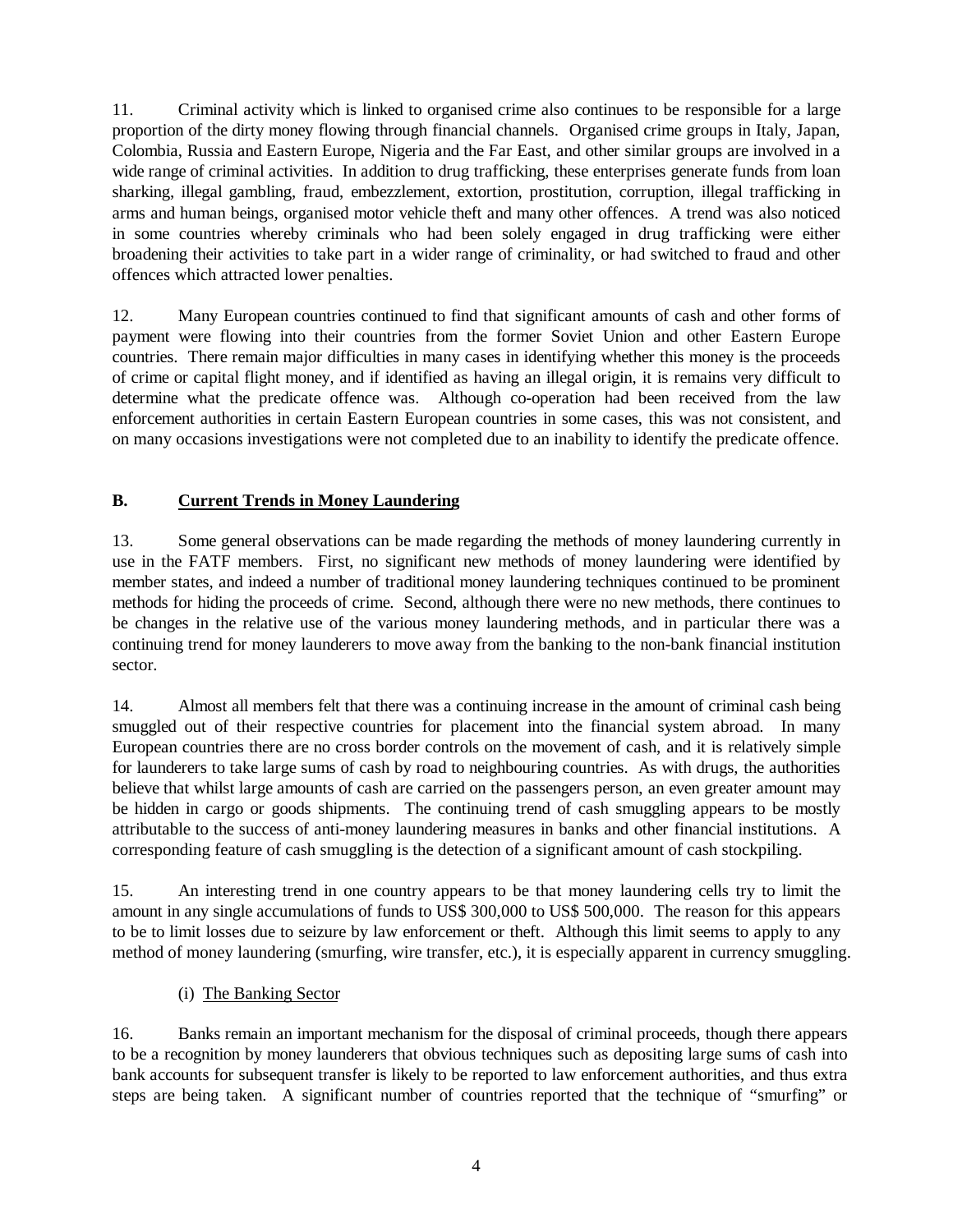11. Criminal activity which is linked to organised crime also continues to be responsible for a large proportion of the dirty money flowing through financial channels. Organised crime groups in Italy, Japan, Colombia, Russia and Eastern Europe, Nigeria and the Far East, and other similar groups are involved in a wide range of criminal activities. In addition to drug trafficking, these enterprises generate funds from loan sharking, illegal gambling, fraud, embezzlement, extortion, prostitution, corruption, illegal trafficking in arms and human beings, organised motor vehicle theft and many other offences. A trend was also noticed in some countries whereby criminals who had been solely engaged in drug trafficking were either broadening their activities to take part in a wider range of criminality, or had switched to fraud and other offences which attracted lower penalties.

12. Many European countries continued to find that significant amounts of cash and other forms of payment were flowing into their countries from the former Soviet Union and other Eastern Europe countries. There remain major difficulties in many cases in identifying whether this money is the proceeds of crime or capital flight money, and if identified as having an illegal origin, it is remains very difficult to determine what the predicate offence was. Although co-operation had been received from the law enforcement authorities in certain Eastern European countries in some cases, this was not consistent, and on many occasions investigations were not completed due to an inability to identify the predicate offence.

## B. Current Trends in Money Laundering

13. Some general observations can be made regarding the methods of money laundering currently in use in the FATF members. First, no significant new methods of money laundering were identified by member states, and indeed a number of traditional money laundering techniques continued to be prominent methods for hiding the proceeds of crime. Second, although there were no new methods, there continues to be changes in the relative use of the various money laundering methods, and in particular there was a continuing trend for money launderers to move away from the banking to the non-bank financial institution sector.

14. Almost all members felt that there was a continuing increase in the amount of criminal cash being smuggled out of their respective countries for placement into the financial system abroad. In many European countries there are no cross border controls on the movement of cash, and it is relatively simple for launderers to take large sums of cash by road to neighbouring countries. As with drugs, the authorities believe that whilst large amounts of cash are carried on the passengers person, an even greater amount may be hidden in cargo or goods shipments. The continuing trend of cash smuggling appears to be mostly attributable to the success of anti-money laundering measures in banks and other financial institutions. A corresponding feature of cash smuggling is the detection of a significant amount of cash stockpiling.

15. An interesting trend in one country appears to be that money laundering cells try to limit the amount in any single accumulations of funds to US$ 300,000 to US$ 500,000. The reason for this appears to be to limit losses due to seizure by law enforcement or theft. Although this limit seems to apply to any method of money laundering (smurfing, wire transfer, etc.), it is especially apparent in currency smuggling.

### (i) The Banking Sector

16. Banks remain an important mechanism for the disposal of criminal proceeds, though there appears to be a recognition by money launderers that obvious techniques such as depositing large sums of cash into bank accounts for subsequent transfer is likely to be reported to law enforcement authorities, and thus extra steps are being taken. A significant number of countries reported that the technique of "smurfing" or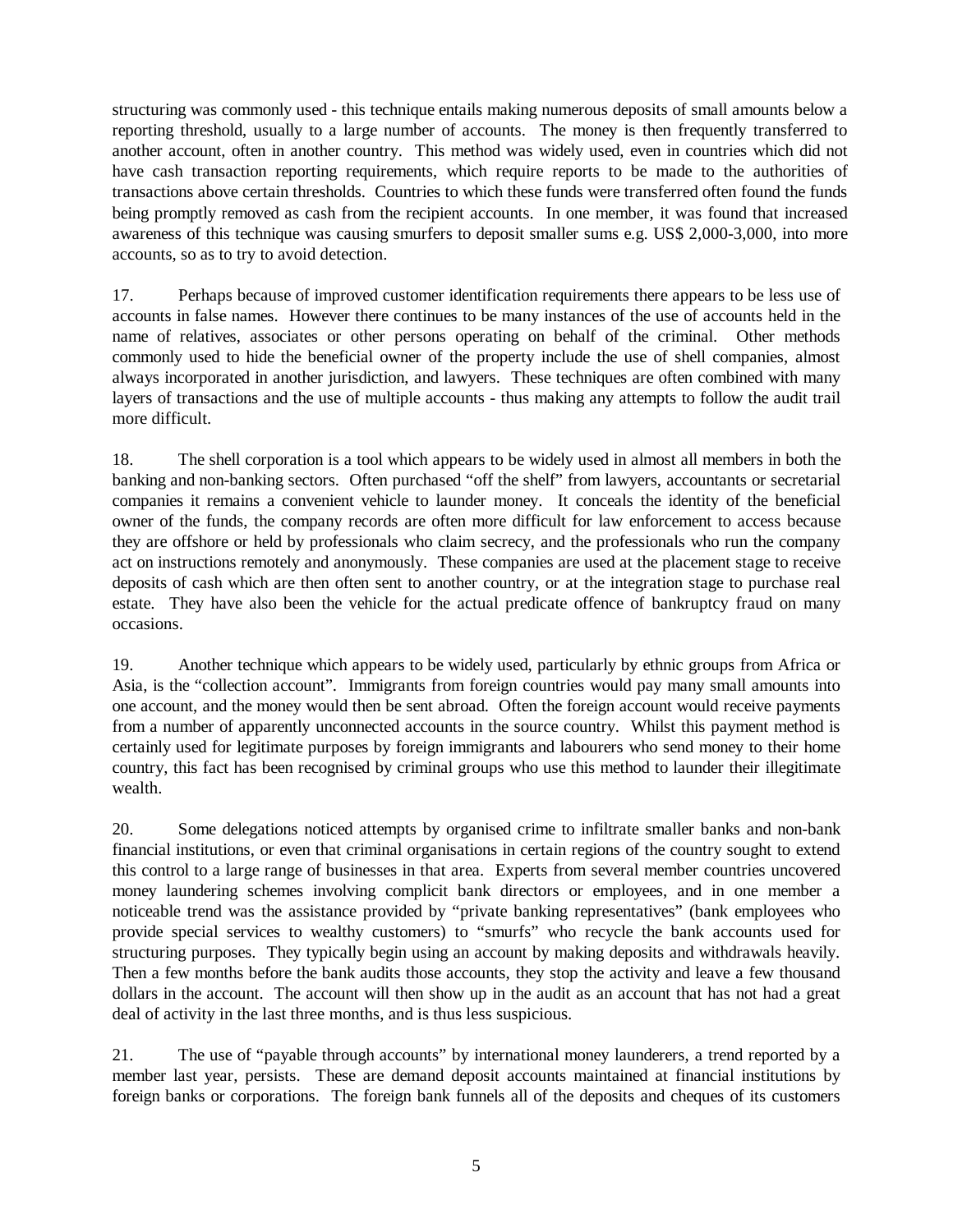structuring was commonly used - this technique entails making numerous deposits of small amounts below a reporting threshold, usually to a large number of accounts. The money is then frequently transferred to another account, often in another country. This method was widely used, even in countries which did not have cash transaction reporting requirements, which require reports to be made to the authorities of transactions above certain thresholds. Countries to which these funds were transferred often found the funds being promptly removed as cash from the recipient accounts. In one member, it was found that increased awareness of this technique was causing smurfers to deposit smaller sums e.g. US$ 2,000-3,000, into more accounts, so as to try to avoid detection.

17. Perhaps because of improved customer identification requirements there appears to be less use of accounts in false names. However there continues to be many instances of the use of accounts held in the name of relatives, associates or other persons operating on behalf of the criminal. Other methods commonly used to hide the beneficial owner of the property include the use of shell companies, almost always incorporated in another jurisdiction, and lawyers. These techniques are often combined with many layers of transactions and the use of multiple accounts - thus making any attempts to follow the audit trail more difficult.

18. The shell corporation is a tool which appears to be widely used in almost all members in both the banking and non-banking sectors. Often purchased "off the shelf" from lawyers, accountants or secretarial companies it remains a convenient vehicle to launder money. It conceals the identity of the beneficial owner of the funds, the company records are often more difficult for law enforcement to access because they are offshore or held by professionals who claim secrecy, and the professionals who run the company act on instructions remotely and anonymously. These companies are used at the placement stage to receive deposits of cash which are then often sent to another country, or at the integration stage to purchase real estate. They have also been the vehicle for the actual predicate offence of bankruptcy fraud on many occasions.

19. Another technique which appears to be widely used, particularly by ethnic groups from Africa or Asia, is the "collection account". Immigrants from foreign countries would pay many small amounts into one account, and the money would then be sent abroad. Often the foreign account would receive payments from a number of apparently unconnected accounts in the source country. Whilst this payment method is certainly used for legitimate purposes by foreign immigrants and labourers who send money to their home country, this fact has been recognised by criminal groups who use this method to launder their illegitimate wealth.

20. Some delegations noticed attempts by organised crime to infiltrate smaller banks and non-bank financial institutions, or even that criminal organisations in certain regions of the country sought to extend this control to a large range of businesses in that area. Experts from several member countries uncovered money laundering schemes involving complicit bank directors or employees, and in one member a noticeable trend was the assistance provided by "private banking representatives" (bank employees who provide special services to wealthy customers) to "smurfs" who recycle the bank accounts used for structuring purposes. They typically begin using an account by making deposits and withdrawals heavily. Then a few months before the bank audits those accounts, they stop the activity and leave a few thousand dollars in the account. The account will then show up in the audit as an account that has not had a great deal of activity in the last three months, and is thus less suspicious.

21. The use of "payable through accounts" by international money launderers, a trend reported by a member last year, persists. These are demand deposit accounts maintained at financial institutions by foreign banks or corporations. The foreign bank funnels all of the deposits and cheques of its customers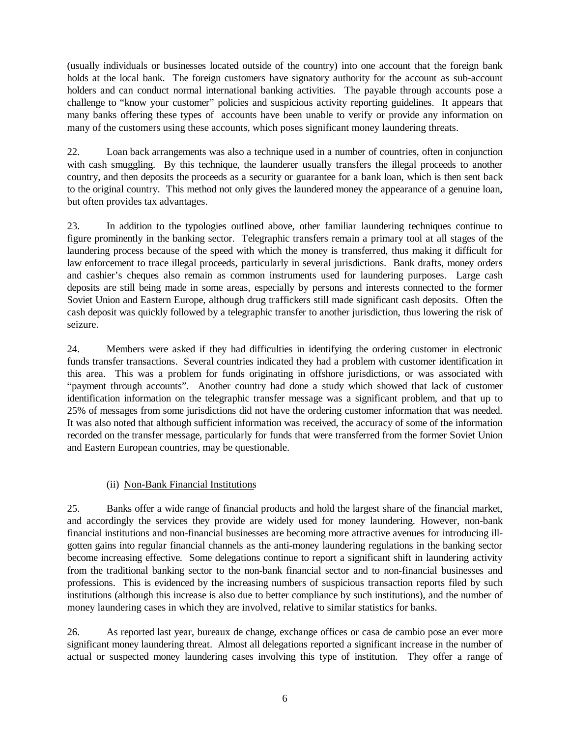(usually individuals or businesses located outside of the country) into one account that the foreign bank holds at the local bank. The foreign customers have signatory authority for the account as sub-account holders and can conduct normal international banking activities. The payable through accounts pose a challenge to "know your customer" policies and suspicious activity reporting guidelines. It appears that many banks offering these types of accounts have been unable to verify or provide any information on many of the customers using these accounts, which poses significant money laundering threats.

22. Loan back arrangements was also a technique used in a number of countries, often in conjunction with cash smuggling. By this technique, the launderer usually transfers the illegal proceeds to another country, and then deposits the proceeds as a security or guarantee for a bank loan, which is then sent back to the original country. This method not only gives the laundered money the appearance of a genuine loan, but often provides tax advantages.

23. In addition to the typologies outlined above, other familiar laundering techniques continue to figure prominently in the banking sector. Telegraphic transfers remain a primary tool at all stages of the laundering process because of the speed with which the money is transferred, thus making it difficult for law enforcement to trace illegal proceeds, particularly in several jurisdictions. Bank drafts, money orders and cashier's cheques also remain as common instruments used for laundering purposes. Large cash deposits are still being made in some areas, especially by persons and interests connected to the former Soviet Union and Eastern Europe, although drug traffickers still made significant cash deposits. Often the cash deposit was quickly followed by a telegraphic transfer to another jurisdiction, thus lowering the risk of seizure.

24. Members were asked if they had difficulties in identifying the ordering customer in electronic funds transfer transactions. Several countries indicated they had a problem with customer identification in this area. This was a problem for funds originating in offshore jurisdictions, or was associated with "payment through accounts". Another country had done a study which showed that lack of customer identification information on the telegraphic transfer message was a significant problem, and that up to 25% of messages from some jurisdictions did not have the ordering customer information that was needed. It was also noted that although sufficient information was received, the accuracy of some of the information recorded on the transfer message, particularly for funds that were transferred from the former Soviet Union and Eastern European countries, may be questionable.

(ii) Non-Bank Financial Institutions

25. Banks offer a wide range of financial products and hold the largest share of the financial market, and accordingly the services they provide are widely used for money laundering. However, non-bank financial institutions and non-financial businesses are becoming more attractive avenues for introducing ill-gotten gains into regular financial channels as the anti-money laundering regulations in the banking sector become increasing effective. Some delegations continue to report a significant shift in laundering activity from the traditional banking sector to the non-bank financial sector and to non-financial businesses and professions. This is evidenced by the increasing numbers of suspicious transaction reports filed by such institutions (although this increase is also due to better compliance by such institutions), and the number of money laundering cases in which they are involved, relative to similar statistics for banks.

26. As reported last year, bureaux de change, exchange offices or casa de cambio pose an ever more significant money laundering threat. Almost all delegations reported a significant increase in the number of actual or suspected money laundering cases involving this type of institution. They offer a range of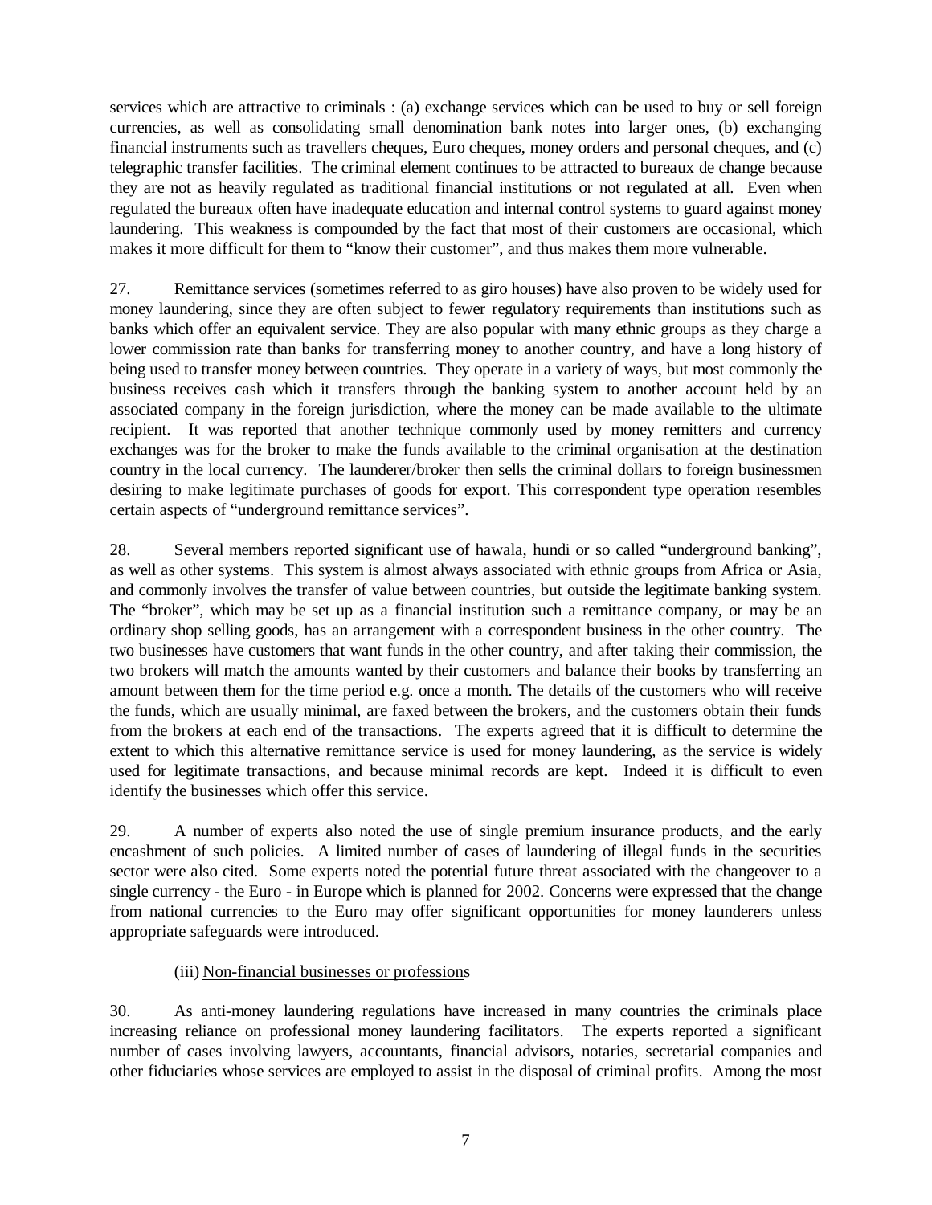services which are attractive to criminals : (a) exchange services which can be used to buy or sell foreign currencies, as well as consolidating small denomination bank notes into larger ones, (b) exchanging financial instruments such as travellers cheques, Euro cheques, money orders and personal cheques, and (c) telegraphic transfer facilities. The criminal element continues to be attracted to bureaux de change because they are not as heavily regulated as traditional financial institutions or not regulated at all. Even when regulated the bureaux often have inadequate education and internal control systems to guard against money laundering. This weakness is compounded by the fact that most of their customers are occasional, which makes it more difficult for them to "know their customer", and thus makes them more vulnerable.

27. Remittance services (sometimes referred to as giro houses) have also proven to be widely used for money laundering, since they are often subject to fewer regulatory requirements than institutions such as banks which offer an equivalent service. They are also popular with many ethnic groups as they charge a lower commission rate than banks for transferring money to another country, and have a long history of being used to transfer money between countries. They operate in a variety of ways, but most commonly the business receives cash which it transfers through the banking system to another account held by an associated company in the foreign jurisdiction, where the money can be made available to the ultimate recipient. It was reported that another technique commonly used by money remitters and currency exchanges was for the broker to make the funds available to the criminal organisation at the destination country in the local currency. The launderer/broker then sells the criminal dollars to foreign businessmen desiring to make legitimate purchases of goods for export. This correspondent type operation resembles certain aspects of "underground remittance services".

28. Several members reported significant use of hawala, hundi or so called "underground banking", as well as other systems. This system is almost always associated with ethnic groups from Africa or Asia, and commonly involves the transfer of value between countries, but outside the legitimate banking system. The "broker", which may be set up as a financial institution such a remittance company, or may be an ordinary shop selling goods, has an arrangement with a correspondent business in the other country. The two businesses have customers that want funds in the other country, and after taking their commission, the two brokers will match the amounts wanted by their customers and balance their books by transferring an amount between them for the time period e.g. once a month. The details of the customers who will receive the funds, which are usually minimal, are faxed between the brokers, and the customers obtain their funds from the brokers at each end of the transactions. The experts agreed that it is difficult to determine the extent to which this alternative remittance service is used for money laundering, as the service is widely used for legitimate transactions, and because minimal records are kept. Indeed it is difficult to even identify the businesses which offer this service.

29. A number of experts also noted the use of single premium insurance products, and the early encashment of such policies. A limited number of cases of laundering of illegal funds in the securities sector were also cited. Some experts noted the potential future threat associated with the changeover to a single currency - the Euro - in Europe which is planned for 2002. Concerns were expressed that the change from national currencies to the Euro may offer significant opportunities for money launderers unless appropriate safeguards were introduced.

(iii) Non-financial businesses or professions

30. As anti-money laundering regulations have increased in many countries the criminals place increasing reliance on professional money laundering facilitators. The experts reported a significant number of cases involving lawyers, accountants, financial advisors, notaries, secretarial companies and other fiduciaries whose services are employed to assist in the disposal of criminal profits. Among the most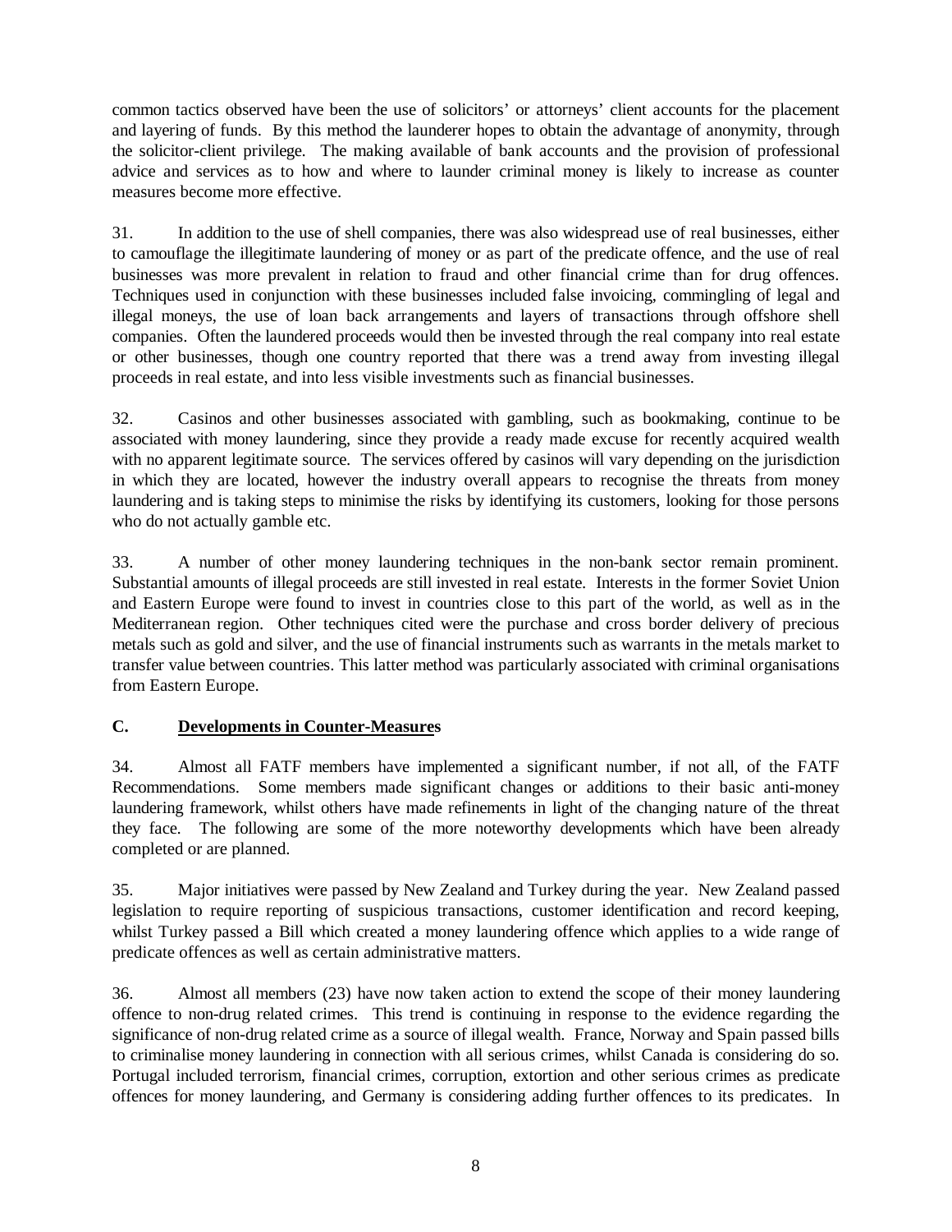common tactics observed have been the use of solicitors' or attorneys' client accounts for the placement and layering of funds. By this method the launderer hopes to obtain the advantage of anonymity, through the solicitor-client privilege. The making available of bank accounts and the provision of professional advice and services as to how and where to launder criminal money is likely to increase as counter measures become more effective.

31. In addition to the use of shell companies, there was also widespread use of real businesses, either to camouflage the illegitimate laundering of money or as part of the predicate offence, and the use of real businesses was more prevalent in relation to fraud and other financial crime than for drug offences. Techniques used in conjunction with these businesses included false invoicing, commingling of legal and illegal moneys, the use of loan back arrangements and layers of transactions through offshore shell companies. Often the laundered proceeds would then be invested through the real company into real estate or other businesses, though one country reported that there was a trend away from investing illegal proceeds in real estate, and into less visible investments such as financial businesses.

32. Casinos and other businesses associated with gambling, such as bookmaking, continue to be associated with money laundering, since they provide a ready made excuse for recently acquired wealth with no apparent legitimate source. The services offered by casinos will vary depending on the jurisdiction in which they are located, however the industry overall appears to recognise the threats from money laundering and is taking steps to minimise the risks by identifying its customers, looking for those persons who do not actually gamble etc.

33. A number of other money laundering techniques in the non-bank sector remain prominent. Substantial amounts of illegal proceeds are still invested in real estate. Interests in the former Soviet Union and Eastern Europe were found to invest in countries close to this part of the world, as well as in the Mediterranean region. Other techniques cited were the purchase and cross border delivery of precious metals such as gold and silver, and the use of financial instruments such as warrants in the metals market to transfer value between countries. This latter method was particularly associated with criminal organisations from Eastern Europe.

## C. Developments in Counter-Measures

34. Almost all FATF members have implemented a significant number, if not all, of the FATF Recommendations. Some members made significant changes or additions to their basic anti-money laundering framework, whilst others have made refinements in light of the changing nature of the threat they face. The following are some of the more noteworthy developments which have been already completed or are planned.

35. Major initiatives were passed by New Zealand and Turkey during the year. New Zealand passed legislation to require reporting of suspicious transactions, customer identification and record keeping, whilst Turkey passed a Bill which created a money laundering offence which applies to a wide range of predicate offences as well as certain administrative matters.

36. Almost all members (23) have now taken action to extend the scope of their money laundering offence to non-drug related crimes. This trend is continuing in response to the evidence regarding the significance of non-drug related crime as a source of illegal wealth. France, Norway and Spain passed bills to criminalise money laundering in connection with all serious crimes, whilst Canada is considering do so. Portugal included terrorism, financial crimes, corruption, extortion and other serious crimes as predicate offences for money laundering, and Germany is considering adding further offences to its predicates. In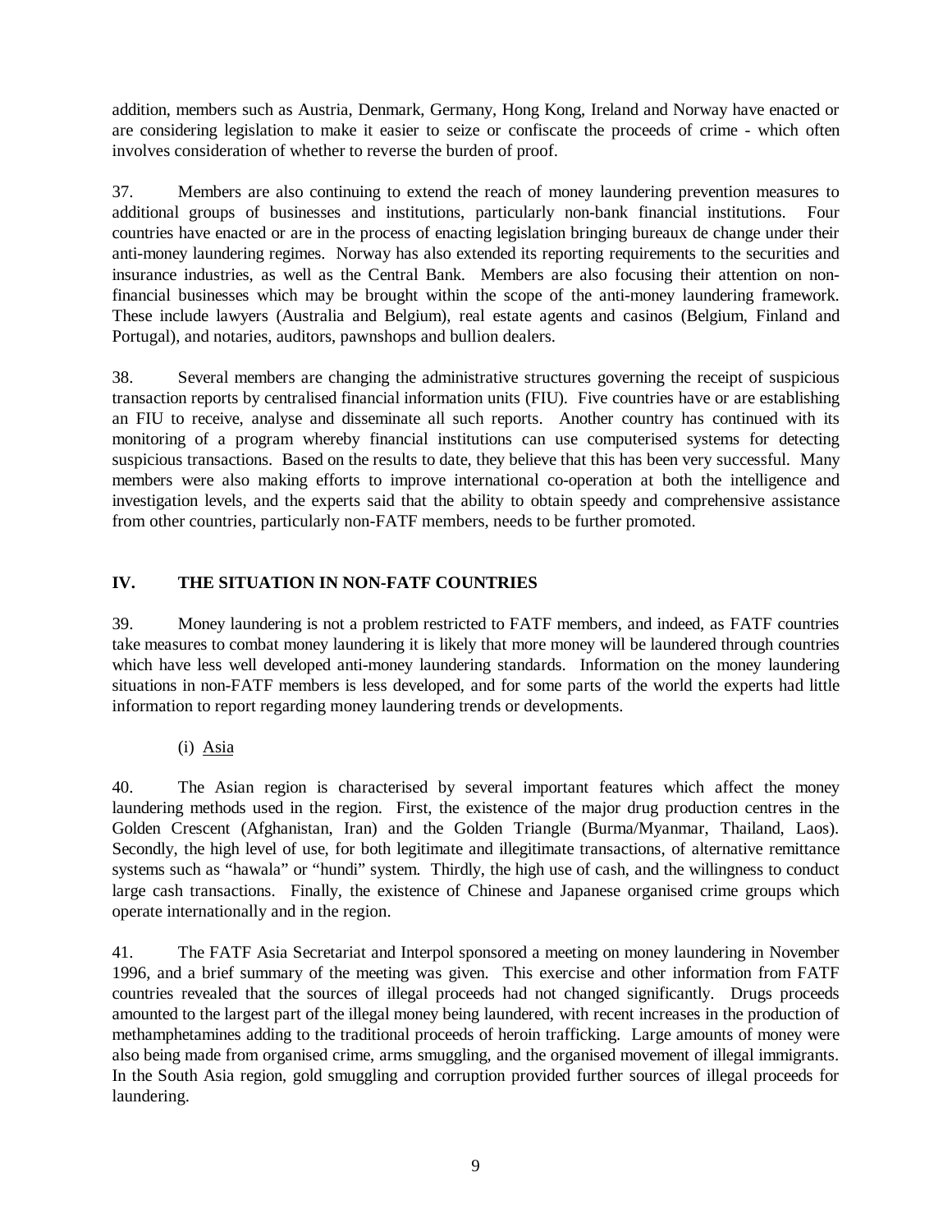addition, members such as Austria, Denmark, Germany, Hong Kong, Ireland and Norway have enacted or are considering legislation to make it easier to seize or confiscate the proceeds of crime - which often involves consideration of whether to reverse the burden of proof.

37. Members are also continuing to extend the reach of money laundering prevention measures to additional groups of businesses and institutions, particularly non-bank financial institutions. Four countries have enacted or are in the process of enacting legislation bringing bureaux de change under their anti-money laundering regimes. Norway has also extended its reporting requirements to the securities and insurance industries, as well as the Central Bank. Members are also focusing their attention on non-financial businesses which may be brought within the scope of the anti-money laundering framework. These include lawyers (Australia and Belgium), real estate agents and casinos (Belgium, Finland and Portugal), and notaries, auditors, pawnshops and bullion dealers.

38. Several members are changing the administrative structures governing the receipt of suspicious transaction reports by centralised financial information units (FIU). Five countries have or are establishing an FIU to receive, analyse and disseminate all such reports. Another country has continued with its monitoring of a program whereby financial institutions can use computerised systems for detecting suspicious transactions. Based on the results to date, they believe that this has been very successful. Many members were also making efforts to improve international co-operation at both the intelligence and investigation levels, and the experts said that the ability to obtain speedy and comprehensive assistance from other countries, particularly non-FATF members, needs to be further promoted.

## IV. THE SITUATION IN NON-FATF COUNTRIES

39. Money laundering is not a problem restricted to FATF members, and indeed, as FATF countries take measures to combat money laundering it is likely that more money will be laundered through countries which have less well developed anti-money laundering standards. Information on the money laundering situations in non-FATF members is less developed, and for some parts of the world the experts had little information to report regarding money laundering trends or developments.

### (i) Asia

40. The Asian region is characterised by several important features which affect the money laundering methods used in the region. First, the existence of the major drug production centres in the Golden Crescent (Afghanistan, Iran) and the Golden Triangle (Burma/Myanmar, Thailand, Laos). Secondly, the high level of use, for both legitimate and illegitimate transactions, of alternative remittance systems such as "hawala" or "hundi" system. Thirdly, the high use of cash, and the willingness to conduct large cash transactions. Finally, the existence of Chinese and Japanese organised crime groups which operate internationally and in the region.

41. The FATF Asia Secretariat and Interpol sponsored a meeting on money laundering in November 1996, and a brief summary of the meeting was given. This exercise and other information from FATF countries revealed that the sources of illegal proceeds had not changed significantly. Drugs proceeds amounted to the largest part of the illegal money being laundered, with recent increases in the production of methamphetamines adding to the traditional proceeds of heroin trafficking. Large amounts of money were also being made from organised crime, arms smuggling, and the organised movement of illegal immigrants. In the South Asia region, gold smuggling and corruption provided further sources of illegal proceeds for laundering.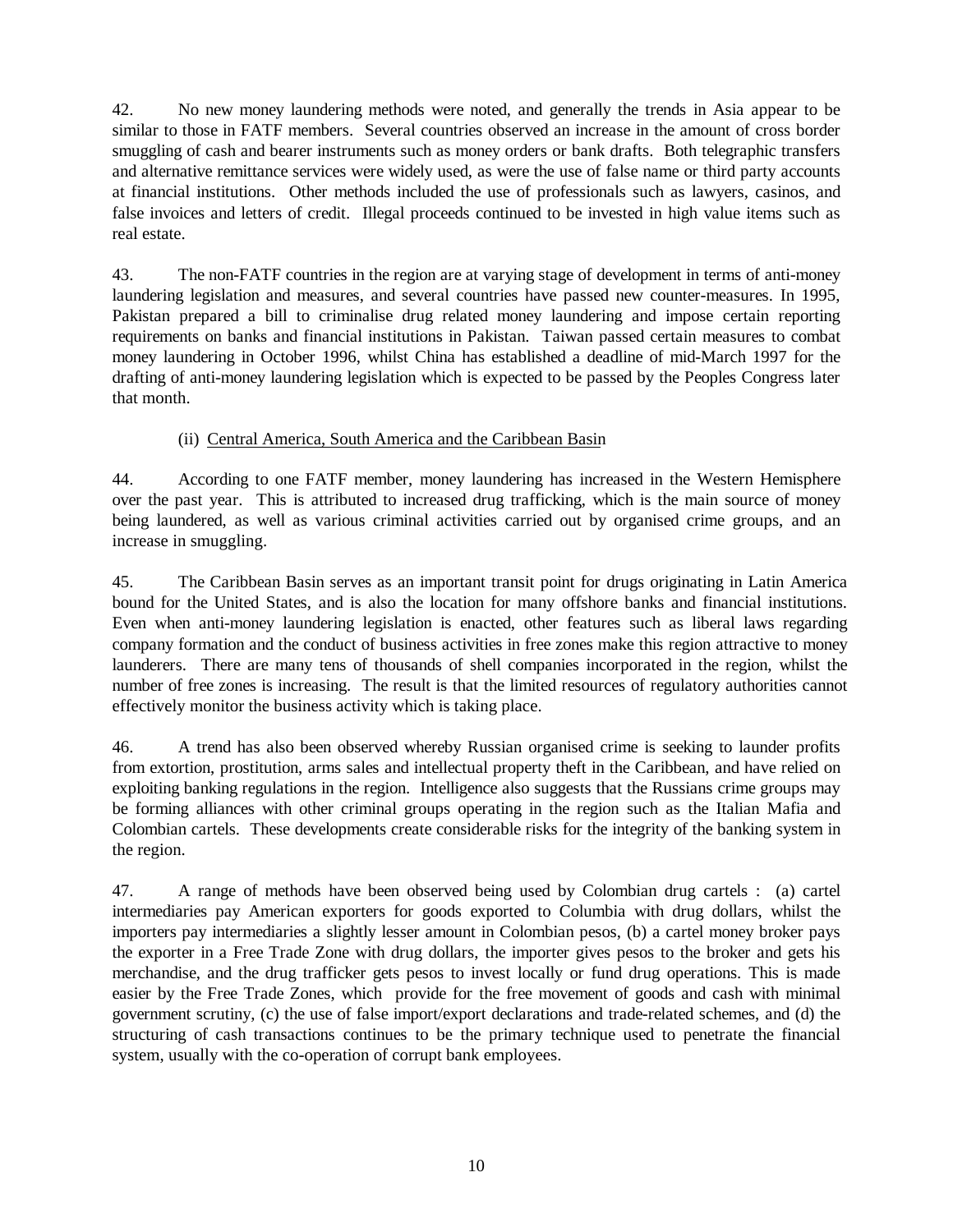42. No new money laundering methods were noted, and generally the trends in Asia appear to be similar to those in FATF members. Several countries observed an increase in the amount of cross border smuggling of cash and bearer instruments such as money orders or bank drafts. Both telegraphic transfers and alternative remittance services were widely used, as were the use of false name or third party accounts at financial institutions. Other methods included the use of professionals such as lawyers, casinos, and false invoices and letters of credit. Illegal proceeds continued to be invested in high value items such as real estate.

43. The non-FATF countries in the region are at varying stage of development in terms of anti-money laundering legislation and measures, and several countries have passed new counter-measures. In 1995, Pakistan prepared a bill to criminalise drug related money laundering and impose certain reporting requirements on banks and financial institutions in Pakistan. Taiwan passed certain measures to combat money laundering in October 1996, whilst China has established a deadline of mid-March 1997 for the drafting of anti-money laundering legislation which is expected to be passed by the Peoples Congress later that month.

(ii) Central America, South America and the Caribbean Basin

44. According to one FATF member, money laundering has increased in the Western Hemisphere over the past year. This is attributed to increased drug trafficking, which is the main source of money being laundered, as well as various criminal activities carried out by organised crime groups, and an increase in smuggling.

45. The Caribbean Basin serves as an important transit point for drugs originating in Latin America bound for the United States, and is also the location for many offshore banks and financial institutions. Even when anti-money laundering legislation is enacted, other features such as liberal laws regarding company formation and the conduct of business activities in free zones make this region attractive to money launderers. There are many tens of thousands of shell companies incorporated in the region, whilst the number of free zones is increasing. The result is that the limited resources of regulatory authorities cannot effectively monitor the business activity which is taking place.

46. A trend has also been observed whereby Russian organised crime is seeking to launder profits from extortion, prostitution, arms sales and intellectual property theft in the Caribbean, and have relied on exploiting banking regulations in the region. Intelligence also suggests that the Russians crime groups may be forming alliances with other criminal groups operating in the region such as the Italian Mafia and Colombian cartels. These developments create considerable risks for the integrity of the banking system in the region.

47. A range of methods have been observed being used by Colombian drug cartels : (a) cartel intermediaries pay American exporters for goods exported to Columbia with drug dollars, whilst the importers pay intermediaries a slightly lesser amount in Colombian pesos, (b) a cartel money broker pays the exporter in a Free Trade Zone with drug dollars, the importer gives pesos to the broker and gets his merchandise, and the drug trafficker gets pesos to invest locally or fund drug operations. This is made easier by the Free Trade Zones, which provide for the free movement of goods and cash with minimal government scrutiny, (c) the use of false import/export declarations and trade-related schemes, and (d) the structuring of cash transactions continues to be the primary technique used to penetrate the financial system, usually with the co-operation of corrupt bank employees.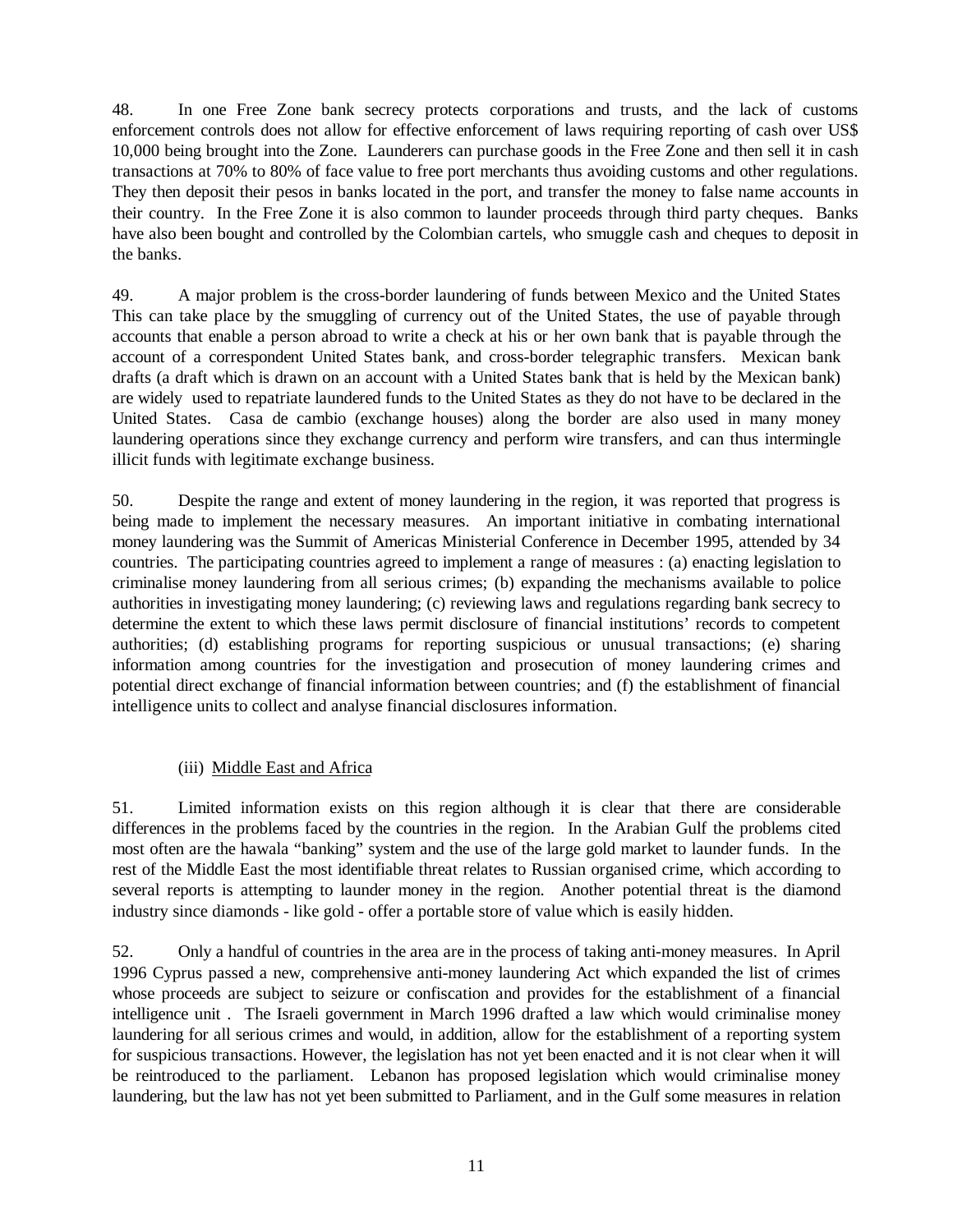48. In one Free Zone bank secrecy protects corporations and trusts, and the lack of customs enforcement controls does not allow for effective enforcement of laws requiring reporting of cash over US$ 10,000 being brought into the Zone. Launderers can purchase goods in the Free Zone and then sell it in cash transactions at 70% to 80% of face value to free port merchants thus avoiding customs and other regulations. They then deposit their pesos in banks located in the port, and transfer the money to false name accounts in their country. In the Free Zone it is also common to launder proceeds through third party cheques. Banks have also been bought and controlled by the Colombian cartels, who smuggle cash and cheques to deposit in the banks.

49. A major problem is the cross-border laundering of funds between Mexico and the United States This can take place by the smuggling of currency out of the United States, the use of payable through accounts that enable a person abroad to write a check at his or her own bank that is payable through the account of a correspondent United States bank, and cross-border telegraphic transfers. Mexican bank drafts (a draft which is drawn on an account with a United States bank that is held by the Mexican bank) are widely used to repatriate laundered funds to the United States as they do not have to be declared in the United States. Casa de cambio (exchange houses) along the border are also used in many money laundering operations since they exchange currency and perform wire transfers, and can thus intermingle illicit funds with legitimate exchange business.

50. Despite the range and extent of money laundering in the region, it was reported that progress is being made to implement the necessary measures. An important initiative in combating international money laundering was the Summit of Americas Ministerial Conference in December 1995, attended by 34 countries. The participating countries agreed to implement a range of measures : (a) enacting legislation to criminalise money laundering from all serious crimes; (b) expanding the mechanisms available to police authorities in investigating money laundering; (c) reviewing laws and regulations regarding bank secrecy to determine the extent to which these laws permit disclosure of financial institutions' records to competent authorities; (d) establishing programs for reporting suspicious or unusual transactions; (e) sharing information among countries for the investigation and prosecution of money laundering crimes and potential direct exchange of financial information between countries; and (f) the establishment of financial intelligence units to collect and analyse financial disclosures information.

### (iii) Middle East and Africa

51. Limited information exists on this region although it is clear that there are considerable differences in the problems faced by the countries in the region. In the Arabian Gulf the problems cited most often are the hawala "banking" system and the use of the large gold market to launder funds. In the rest of the Middle East the most identifiable threat relates to Russian organised crime, which according to several reports is attempting to launder money in the region. Another potential threat is the diamond industry since diamonds - like gold - offer a portable store of value which is easily hidden.

52. Only a handful of countries in the area are in the process of taking anti-money measures. In April 1996 Cyprus passed a new, comprehensive anti-money laundering Act which expanded the list of crimes whose proceeds are subject to seizure or confiscation and provides for the establishment of a financial intelligence unit . The Israeli government in March 1996 drafted a law which would criminalise money laundering for all serious crimes and would, in addition, allow for the establishment of a reporting system for suspicious transactions. However, the legislation has not yet been enacted and it is not clear when it will be reintroduced to the parliament. Lebanon has proposed legislation which would criminalise money laundering, but the law has not yet been submitted to Parliament, and in the Gulf some measures in relation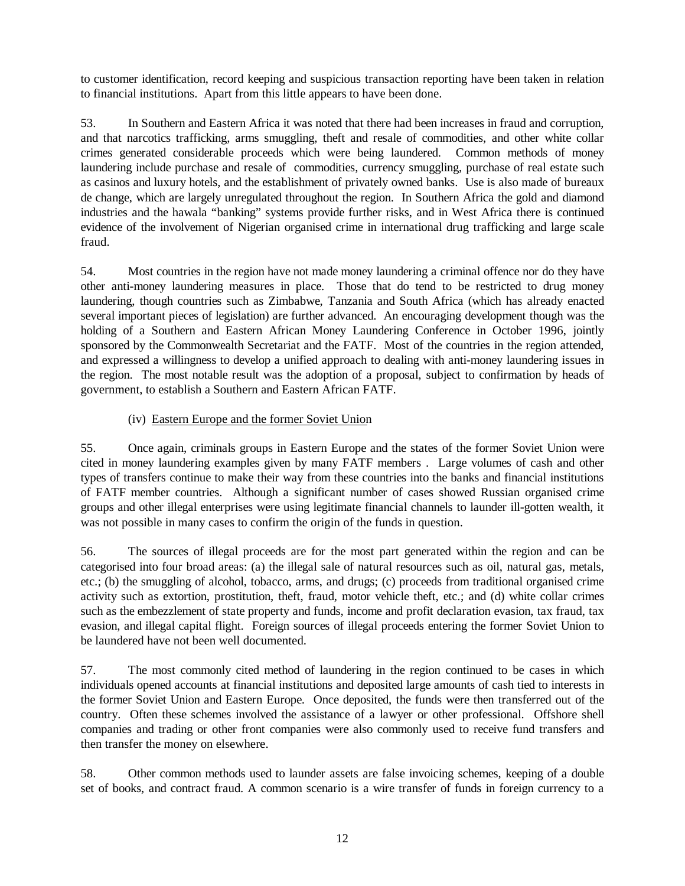to customer identification, record keeping and suspicious transaction reporting have been taken in relation to financial institutions. Apart from this little appears to have been done.

53. In Southern and Eastern Africa it was noted that there had been increases in fraud and corruption, and that narcotics trafficking, arms smuggling, theft and resale of commodities, and other white collar crimes generated considerable proceeds which were being laundered. Common methods of money laundering include purchase and resale of commodities, currency smuggling, purchase of real estate such as casinos and luxury hotels, and the establishment of privately owned banks. Use is also made of bureaux de change, which are largely unregulated throughout the region. In Southern Africa the gold and diamond industries and the hawala "banking" systems provide further risks, and in West Africa there is continued evidence of the involvement of Nigerian organised crime in international drug trafficking and large scale fraud.

54. Most countries in the region have not made money laundering a criminal offence nor do they have other anti-money laundering measures in place. Those that do tend to be restricted to drug money laundering, though countries such as Zimbabwe, Tanzania and South Africa (which has already enacted several important pieces of legislation) are further advanced. An encouraging development though was the holding of a Southern and Eastern African Money Laundering Conference in October 1996, jointly sponsored by the Commonwealth Secretariat and the FATF. Most of the countries in the region attended, and expressed a willingness to develop a unified approach to dealing with anti-money laundering issues in the region. The most notable result was the adoption of a proposal, subject to confirmation by heads of government, to establish a Southern and Eastern African FATF.

(iv) Eastern Europe and the former Soviet Union

55. Once again, criminals groups in Eastern Europe and the states of the former Soviet Union were cited in money laundering examples given by many FATF members . Large volumes of cash and other types of transfers continue to make their way from these countries into the banks and financial institutions of FATF member countries. Although a significant number of cases showed Russian organised crime groups and other illegal enterprises were using legitimate financial channels to launder ill-gotten wealth, it was not possible in many cases to confirm the origin of the funds in question.

56. The sources of illegal proceeds are for the most part generated within the region and can be categorised into four broad areas: (a) the illegal sale of natural resources such as oil, natural gas, metals, etc.; (b) the smuggling of alcohol, tobacco, arms, and drugs; (c) proceeds from traditional organised crime activity such as extortion, prostitution, theft, fraud, motor vehicle theft, etc.; and (d) white collar crimes such as the embezzlement of state property and funds, income and profit declaration evasion, tax fraud, tax evasion, and illegal capital flight. Foreign sources of illegal proceeds entering the former Soviet Union to be laundered have not been well documented.

57. The most commonly cited method of laundering in the region continued to be cases in which individuals opened accounts at financial institutions and deposited large amounts of cash tied to interests in the former Soviet Union and Eastern Europe. Once deposited, the funds were then transferred out of the country. Often these schemes involved the assistance of a lawyer or other professional. Offshore shell companies and trading or other front companies were also commonly used to receive fund transfers and then transfer the money on elsewhere.

58. Other common methods used to launder assets are false invoicing schemes, keeping of a double set of books, and contract fraud. A common scenario is a wire transfer of funds in foreign currency to a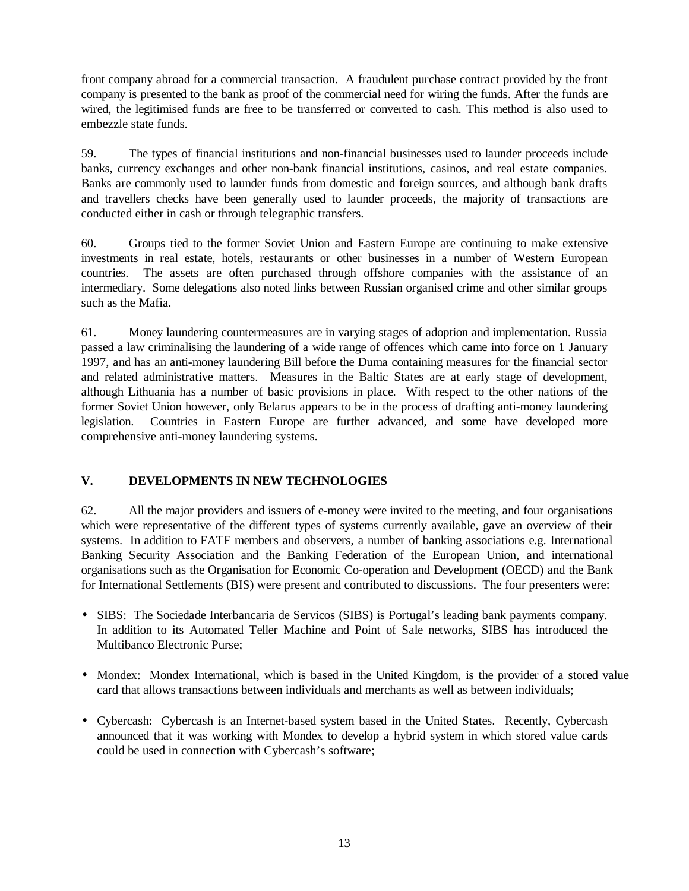front company abroad for a commercial transaction. A fraudulent purchase contract provided by the front company is presented to the bank as proof of the commercial need for wiring the funds. After the funds are wired, the legitimised funds are free to be transferred or converted to cash. This method is also used to embezzle state funds.

59. The types of financial institutions and non-financial businesses used to launder proceeds include banks, currency exchanges and other non-bank financial institutions, casinos, and real estate companies. Banks are commonly used to launder funds from domestic and foreign sources, and although bank drafts and travellers checks have been generally used to launder proceeds, the majority of transactions are conducted either in cash or through telegraphic transfers.

60. Groups tied to the former Soviet Union and Eastern Europe are continuing to make extensive investments in real estate, hotels, restaurants or other businesses in a number of Western European countries. The assets are often purchased through offshore companies with the assistance of an intermediary. Some delegations also noted links between Russian organised crime and other similar groups such as the Mafia.

61. Money laundering countermeasures are in varying stages of adoption and implementation. Russia passed a law criminalising the laundering of a wide range of offences which came into force on 1 January 1997, and has an anti-money laundering Bill before the Duma containing measures for the financial sector and related administrative matters. Measures in the Baltic States are at early stage of development, although Lithuania has a number of basic provisions in place. With respect to the other nations of the former Soviet Union however, only Belarus appears to be in the process of drafting anti-money laundering legislation. Countries in Eastern Europe are further advanced, and some have developed more comprehensive anti-money laundering systems.

## V. DEVELOPMENTS IN NEW TECHNOLOGIES

62. All the major providers and issuers of e-money were invited to the meeting, and four organisations which were representative of the different types of systems currently available, gave an overview of their systems. In addition to FATF members and observers, a number of banking associations e.g. International Banking Security Association and the Banking Federation of the European Union, and international organisations such as the Organisation for Economic Co-operation and Development (OECD) and the Bank for International Settlements (BIS) were present and contributed to discussions. The four presenters were:

- SIBS: The Sociedade Interbancaria de Servicos (SIBS) is Portugal's leading bank payments company. In addition to its Automated Teller Machine and Point of Sale networks, SIBS has introduced the Multibanco Electronic Purse;

- Mondex: Mondex International, which is based in the United Kingdom, is the provider of a stored value card that allows transactions between individuals and merchants as well as between individuals;

- Cybercash: Cybercash is an Internet-based system based in the United States. Recently, Cybercash announced that it was working with Mondex to develop a hybrid system in which stored value cards could be used in connection with Cybercash's software;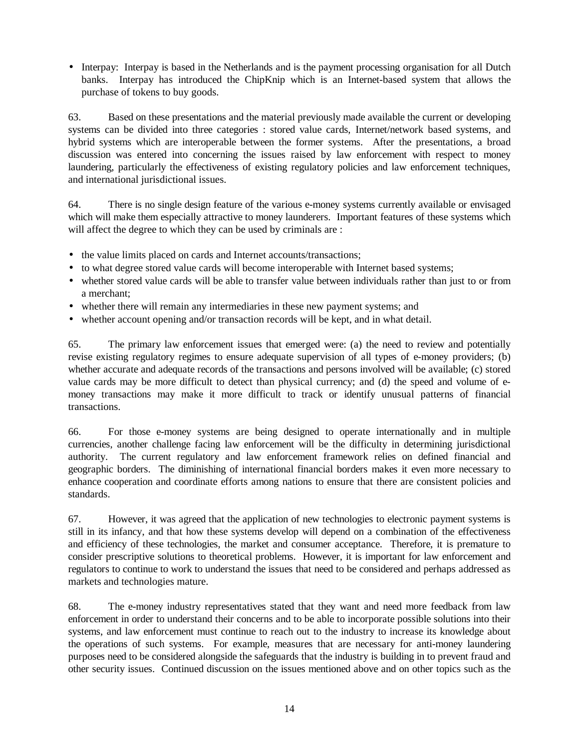- Interpay: Interpay is based in the Netherlands and is the payment processing organisation for all Dutch banks. Interpay has introduced the ChipKnip which is an Internet-based system that allows the purchase of tokens to buy goods.

63. Based on these presentations and the material previously made available the current or developing systems can be divided into three categories : stored value cards, Internet/network based systems, and hybrid systems which are interoperable between the former systems. After the presentations, a broad discussion was entered into concerning the issues raised by law enforcement with respect to money laundering, particularly the effectiveness of existing regulatory policies and law enforcement techniques, and international jurisdictional issues.

64. There is no single design feature of the various e-money systems currently available or envisaged which will make them especially attractive to money launderers. Important features of these systems which will affect the degree to which they can be used by criminals are :

- the value limits placed on cards and Internet accounts/transactions;
- to what degree stored value cards will become interoperable with Internet based systems;
- whether stored value cards will be able to transfer value between individuals rather than just to or from a merchant;
- whether there will remain any intermediaries in these new payment systems; and
- whether account opening and/or transaction records will be kept, and in what detail.

65. The primary law enforcement issues that emerged were: (a) the need to review and potentially revise existing regulatory regimes to ensure adequate supervision of all types of e-money providers; (b) whether accurate and adequate records of the transactions and persons involved will be available; (c) stored value cards may be more difficult to detect than physical currency; and (d) the speed and volume of e-money transactions may make it more difficult to track or identify unusual patterns of financial transactions.

66. For those e-money systems are being designed to operate internationally and in multiple currencies, another challenge facing law enforcement will be the difficulty in determining jurisdictional authority. The current regulatory and law enforcement framework relies on defined financial and geographic borders. The diminishing of international financial borders makes it even more necessary to enhance cooperation and coordinate efforts among nations to ensure that there are consistent policies and standards.

67. However, it was agreed that the application of new technologies to electronic payment systems is still in its infancy, and that how these systems develop will depend on a combination of the effectiveness and efficiency of these technologies, the market and consumer acceptance. Therefore, it is premature to consider prescriptive solutions to theoretical problems. However, it is important for law enforcement and regulators to continue to work to understand the issues that need to be considered and perhaps addressed as markets and technologies mature.

68. The e-money industry representatives stated that they want and need more feedback from law enforcement in order to understand their concerns and to be able to incorporate possible solutions into their systems, and law enforcement must continue to reach out to the industry to increase its knowledge about the operations of such systems. For example, measures that are necessary for anti-money laundering purposes need to be considered alongside the safeguards that the industry is building in to prevent fraud and other security issues. Continued discussion on the issues mentioned above and on other topics such as the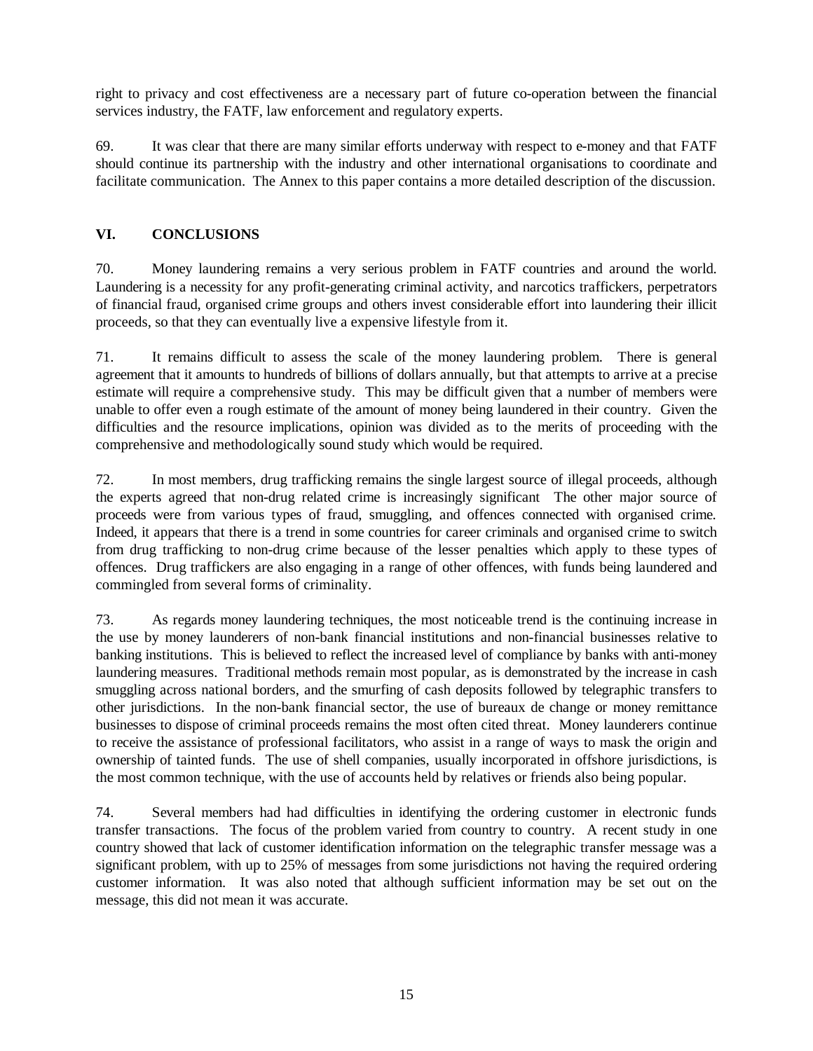right to privacy and cost effectiveness are a necessary part of future co-operation between the financial services industry, the FATF, law enforcement and regulatory experts.

69. It was clear that there are many similar efforts underway with respect to e-money and that FATF should continue its partnership with the industry and other international organisations to coordinate and facilitate communication. The Annex to this paper contains a more detailed description of the discussion.

## VI. CONCLUSIONS

70. Money laundering remains a very serious problem in FATF countries and around the world. Laundering is a necessity for any profit-generating criminal activity, and narcotics traffickers, perpetrators of financial fraud, organised crime groups and others invest considerable effort into laundering their illicit proceeds, so that they can eventually live a expensive lifestyle from it.

71. It remains difficult to assess the scale of the money laundering problem. There is general agreement that it amounts to hundreds of billions of dollars annually, but that attempts to arrive at a precise estimate will require a comprehensive study. This may be difficult given that a number of members were unable to offer even a rough estimate of the amount of money being laundered in their country. Given the difficulties and the resource implications, opinion was divided as to the merits of proceeding with the comprehensive and methodologically sound study which would be required.

72. In most members, drug trafficking remains the single largest source of illegal proceeds, although the experts agreed that non-drug related crime is increasingly significant The other major source of proceeds were from various types of fraud, smuggling, and offences connected with organised crime. Indeed, it appears that there is a trend in some countries for career criminals and organised crime to switch from drug trafficking to non-drug crime because of the lesser penalties which apply to these types of offences. Drug traffickers are also engaging in a range of other offences, with funds being laundered and commingled from several forms of criminality.

73. As regards money laundering techniques, the most noticeable trend is the continuing increase in the use by money launderers of non-bank financial institutions and non-financial businesses relative to banking institutions. This is believed to reflect the increased level of compliance by banks with anti-money laundering measures. Traditional methods remain most popular, as is demonstrated by the increase in cash smuggling across national borders, and the smurfing of cash deposits followed by telegraphic transfers to other jurisdictions. In the non-bank financial sector, the use of bureaux de change or money remittance businesses to dispose of criminal proceeds remains the most often cited threat. Money launderers continue to receive the assistance of professional facilitators, who assist in a range of ways to mask the origin and ownership of tainted funds. The use of shell companies, usually incorporated in offshore jurisdictions, is the most common technique, with the use of accounts held by relatives or friends also being popular.

74. Several members had had difficulties in identifying the ordering customer in electronic funds transfer transactions. The focus of the problem varied from country to country. A recent study in one country showed that lack of customer identification information on the telegraphic transfer message was a significant problem, with up to 25% of messages from some jurisdictions not having the required ordering customer information. It was also noted that although sufficient information may be set out on the message, this did not mean it was accurate.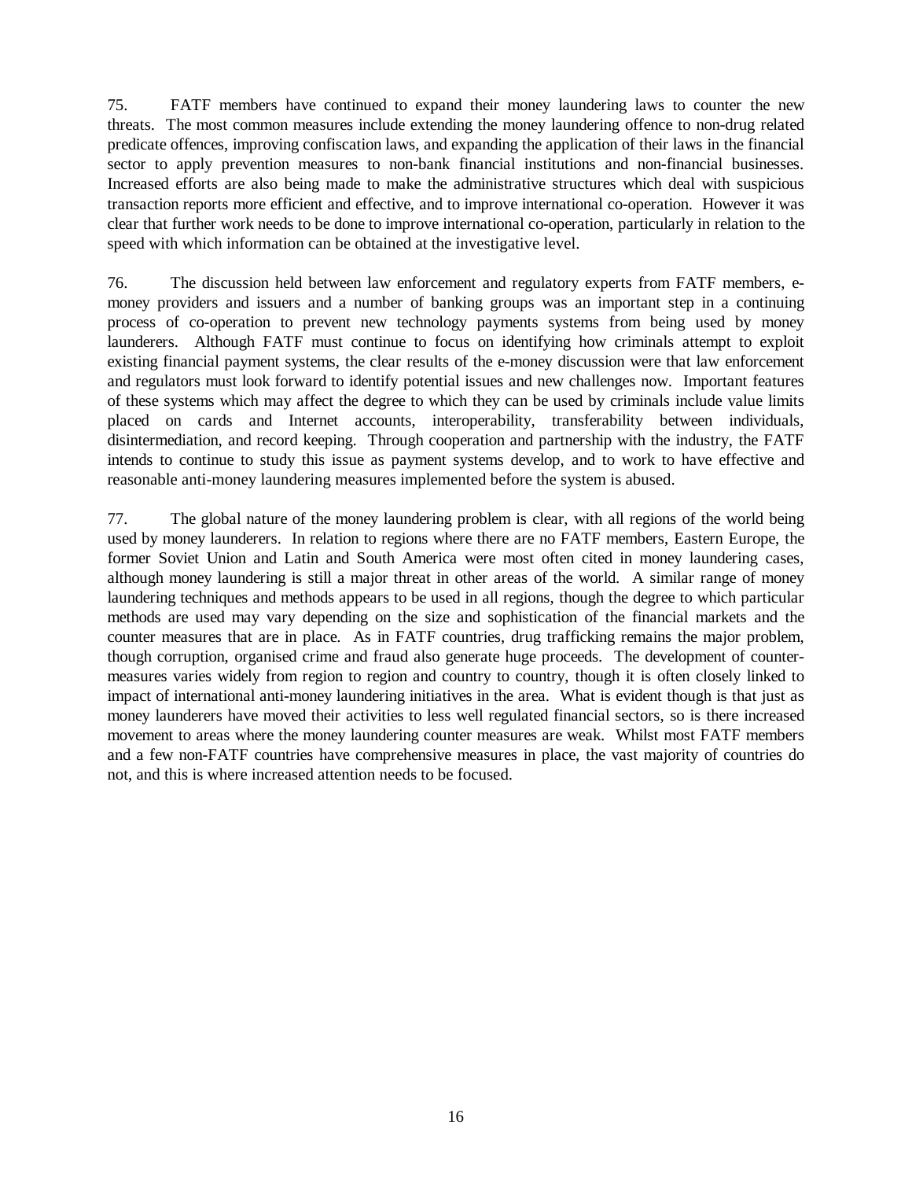75. FATF members have continued to expand their money laundering laws to counter the new threats. The most common measures include extending the money laundering offence to non-drug related predicate offences, improving confiscation laws, and expanding the application of their laws in the financial sector to apply prevention measures to non-bank financial institutions and non-financial businesses. Increased efforts are also being made to make the administrative structures which deal with suspicious transaction reports more efficient and effective, and to improve international co-operation. However it was clear that further work needs to be done to improve international co-operation, particularly in relation to the speed with which information can be obtained at the investigative level.

76. The discussion held between law enforcement and regulatory experts from FATF members, e-money providers and issuers and a number of banking groups was an important step in a continuing process of co-operation to prevent new technology payments systems from being used by money launderers. Although FATF must continue to focus on identifying how criminals attempt to exploit existing financial payment systems, the clear results of the e-money discussion were that law enforcement and regulators must look forward to identify potential issues and new challenges now. Important features of these systems which may affect the degree to which they can be used by criminals include value limits placed on cards and Internet accounts, interoperability, transferability between individuals, disintermediation, and record keeping. Through cooperation and partnership with the industry, the FATF intends to continue to study this issue as payment systems develop, and to work to have effective and reasonable anti-money laundering measures implemented before the system is abused.

77. The global nature of the money laundering problem is clear, with all regions of the world being used by money launderers. In relation to regions where there are no FATF members, Eastern Europe, the former Soviet Union and Latin and South America were most often cited in money laundering cases, although money laundering is still a major threat in other areas of the world. A similar range of money laundering techniques and methods appears to be used in all regions, though the degree to which particular methods are used may vary depending on the size and sophistication of the financial markets and the counter measures that are in place. As in FATF countries, drug trafficking remains the major problem, though corruption, organised crime and fraud also generate huge proceeds. The development of counter-measures varies widely from region to region and country to country, though it is often closely linked to impact of international anti-money laundering initiatives in the area. What is evident though is that just as money launderers have moved their activities to less well regulated financial sectors, so is there increased movement to areas where the money laundering counter measures are weak. Whilst most FATF members and a few non-FATF countries have comprehensive measures in place, the vast majority of countries do not, and this is where increased attention needs to be focused.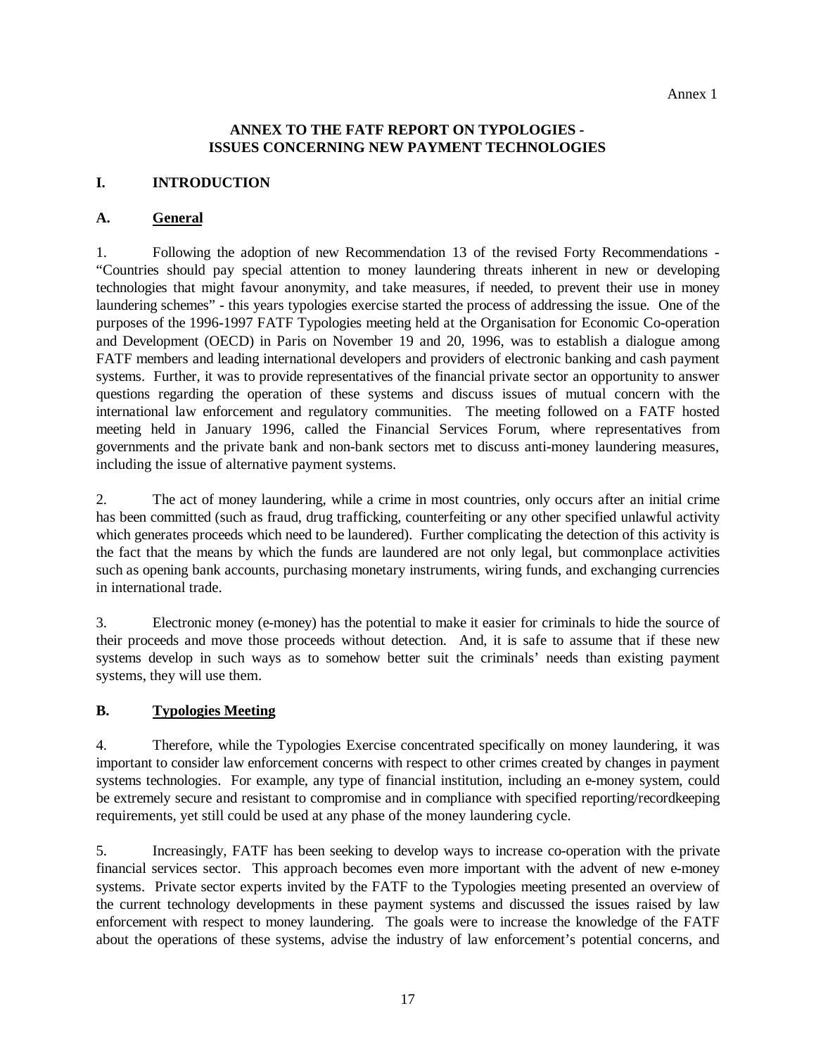Annex 1

## ANNEX TO THE FATF REPORT ON TYPOLOGIES - ISSUES CONCERNING NEW PAYMENT TECHNOLOGIES

## I. INTRODUCTION

### A. General

1. Following the adoption of new Recommendation 13 of the revised Forty Recommendations - "Countries should pay special attention to money laundering threats inherent in new or developing technologies that might favour anonymity, and take measures, if needed, to prevent their use in money laundering schemes" - this years typologies exercise started the process of addressing the issue. One of the purposes of the 1996-1997 FATF Typologies meeting held at the Organisation for Economic Co-operation and Development (OECD) in Paris on November 19 and 20, 1996, was to establish a dialogue among FATF members and leading international developers and providers of electronic banking and cash payment systems. Further, it was to provide representatives of the financial private sector an opportunity to answer questions regarding the operation of these systems and discuss issues of mutual concern with the international law enforcement and regulatory communities. The meeting followed on a FATF hosted meeting held in January 1996, called the Financial Services Forum, where representatives from governments and the private bank and non-bank sectors met to discuss anti-money laundering measures, including the issue of alternative payment systems.

2. The act of money laundering, while a crime in most countries, only occurs after an initial crime has been committed (such as fraud, drug trafficking, counterfeiting or any other specified unlawful activity which generates proceeds which need to be laundered). Further complicating the detection of this activity is the fact that the means by which the funds are laundered are not only legal, but commonplace activities such as opening bank accounts, purchasing monetary instruments, wiring funds, and exchanging currencies in international trade.

3. Electronic money (e-money) has the potential to make it easier for criminals to hide the source of their proceeds and move those proceeds without detection. And, it is safe to assume that if these new systems develop in such ways as to somehow better suit the criminals' needs than existing payment systems, they will use them.

### B. Typologies Meeting

4. Therefore, while the Typologies Exercise concentrated specifically on money laundering, it was important to consider law enforcement concerns with respect to other crimes created by changes in payment systems technologies. For example, any type of financial institution, including an e-money system, could be extremely secure and resistant to compromise and in compliance with specified reporting/recordkeeping requirements, yet still could be used at any phase of the money laundering cycle.

5. Increasingly, FATF has been seeking to develop ways to increase co-operation with the private financial services sector. This approach becomes even more important with the advent of new e-money systems. Private sector experts invited by the FATF to the Typologies meeting presented an overview of the current technology developments in these payment systems and discussed the issues raised by law enforcement with respect to money laundering. The goals were to increase the knowledge of the FATF about the operations of these systems, advise the industry of law enforcement's potential concerns, and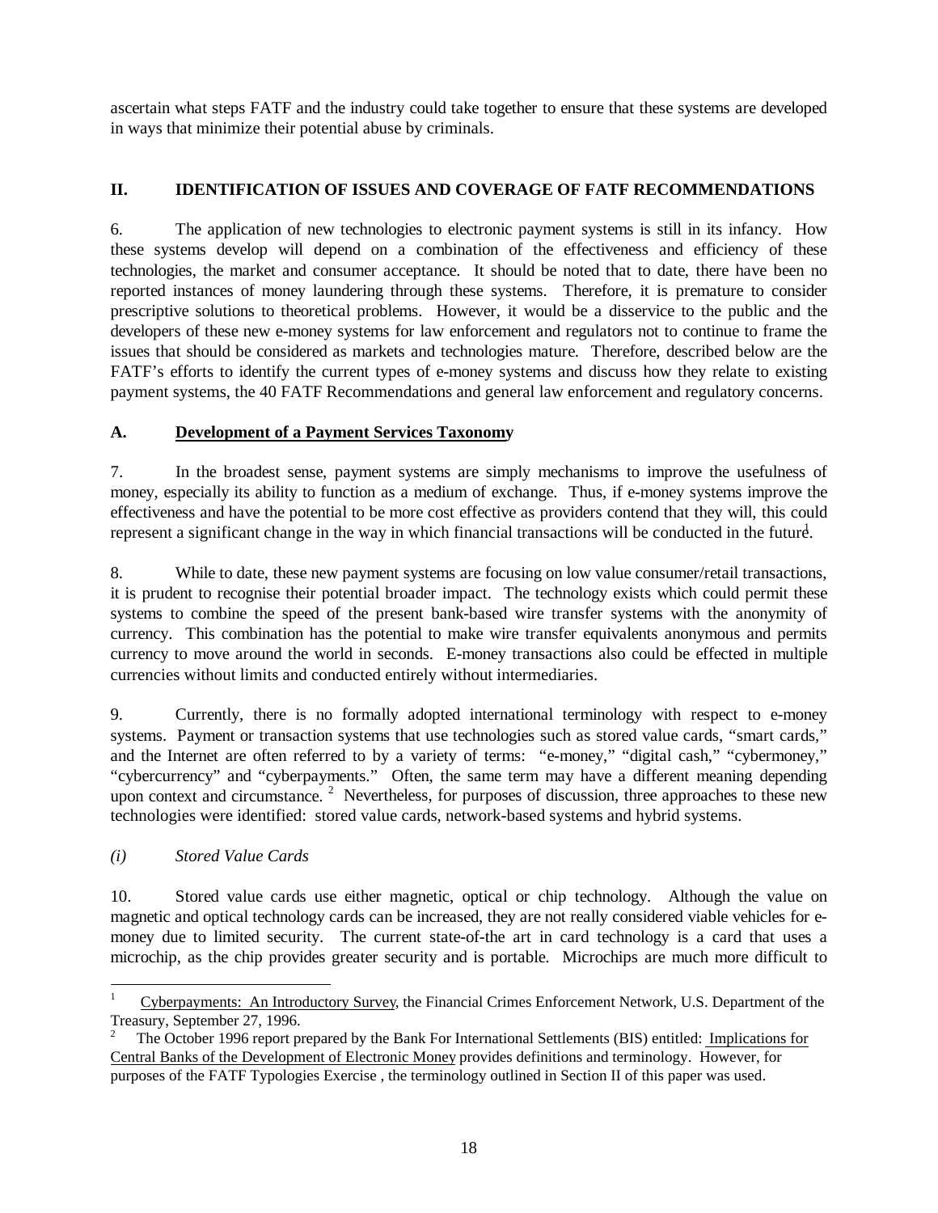ascertain what steps FATF and the industry could take together to ensure that these systems are developed in ways that minimize their potential abuse by criminals.

## II. IDENTIFICATION OF ISSUES AND COVERAGE OF FATF RECOMMENDATIONS

6. The application of new technologies to electronic payment systems is still in its infancy. How these systems develop will depend on a combination of the effectiveness and efficiency of these technologies, the market and consumer acceptance. It should be noted that to date, there have been no reported instances of money laundering through these systems. Therefore, it is premature to consider prescriptive solutions to theoretical problems. However, it would be a disservice to the public and the developers of these new e-money systems for law enforcement and regulators not to continue to frame the issues that should be considered as markets and technologies mature. Therefore, described below are the FATF's efforts to identify the current types of e-money systems and discuss how they relate to existing payment systems, the 40 FATF Recommendations and general law enforcement and regulatory concerns.

### A. Development of a Payment Services Taxonomy

7. In the broadest sense, payment systems are simply mechanisms to improve the usefulness of money, especially its ability to function as a medium of exchange. Thus, if e-money systems improve the effectiveness and have the potential to be more cost effective as providers contend that they will, this could represent a significant change in the way in which financial transactions will be conducted in the future[1].

8. While to date, these new payment systems are focusing on low value consumer/retail transactions, it is prudent to recognise their potential broader impact. The technology exists which could permit these systems to combine the speed of the present bank-based wire transfer systems with the anonymity of currency. This combination has the potential to make wire transfer equivalents anonymous and permits currency to move around the world in seconds. E-money transactions also could be effected in multiple currencies without limits and conducted entirely without intermediaries.

9. Currently, there is no formally adopted international terminology with respect to e-money systems. Payment or transaction systems that use technologies such as stored value cards, "smart cards," and the Internet are often referred to by a variety of terms: "e-money," "digital cash," "cybermoney," "cybercurrency" and "cyberpayments." Often, the same term may have a different meaning depending upon context and circumstance.[2] Nevertheless, for purposes of discussion, three approaches to these new technologies were identified: stored value cards, network-based systems and hybrid systems.

#### *(i) Stored Value Cards*

10. Stored value cards use either magnetic, optical or chip technology. Although the value on magnetic and optical technology cards can be increased, they are not really considered viable vehicles for e-money due to limited security. The current state-of-the art in card technology is a card that uses a microchip, as the chip provides greater security and is portable. Microchips are much more difficult to

---

[1] Cyberpayments: An Introductory Survey, the Financial Crimes Enforcement Network, U.S. Department of the Treasury, September 27, 1996.

[2] The October 1996 report prepared by the Bank For International Settlements (BIS) entitled: Implications for Central Banks of the Development of Electronic Money provides definitions and terminology. However, for purposes of the FATF Typologies Exercise , the terminology outlined in Section II of this paper was used.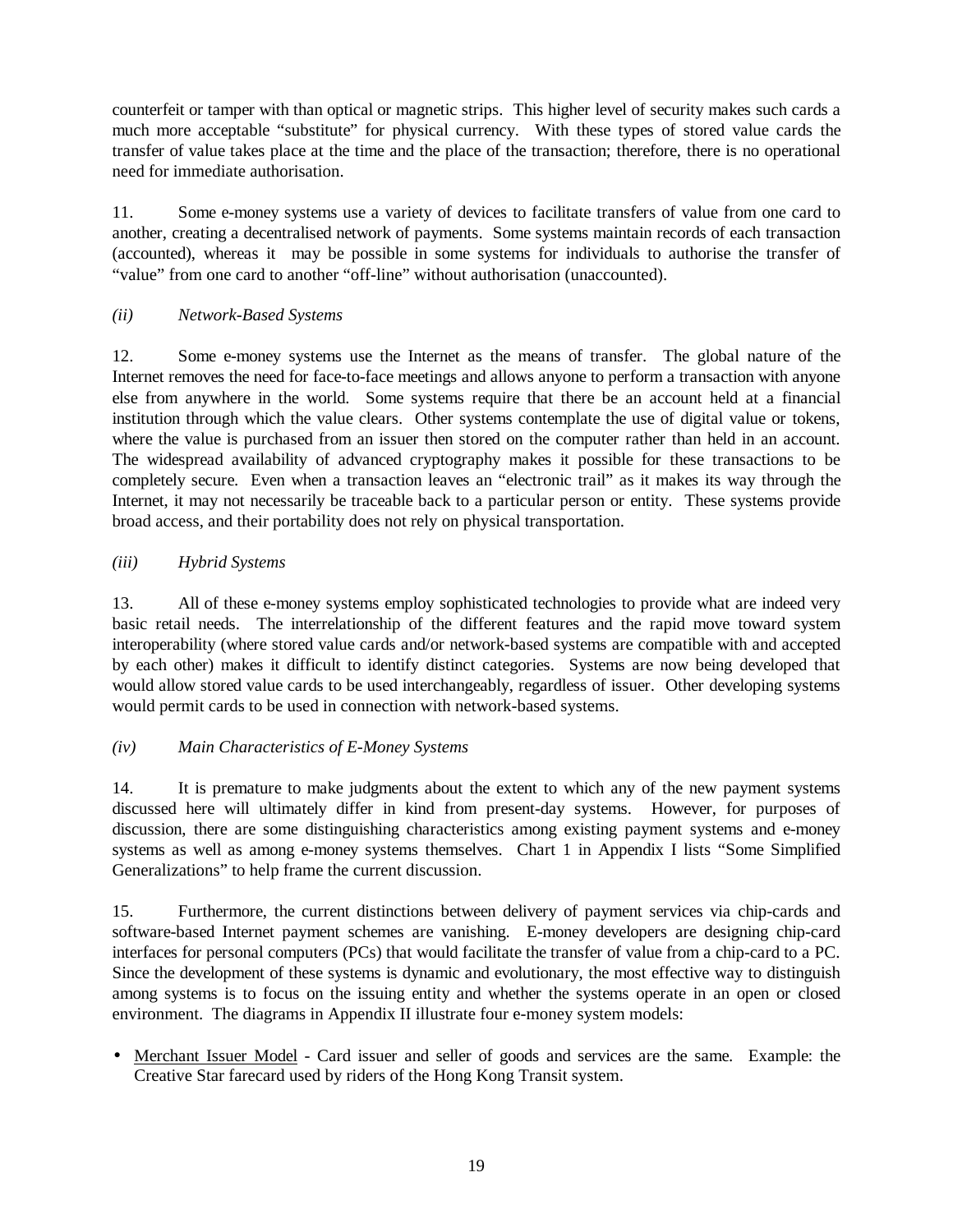counterfeit or tamper with than optical or magnetic strips. This higher level of security makes such cards a much more acceptable "substitute" for physical currency. With these types of stored value cards the transfer of value takes place at the time and the place of the transaction; therefore, there is no operational need for immediate authorisation.

11. Some e-money systems use a variety of devices to facilitate transfers of value from one card to another, creating a decentralised network of payments. Some systems maintain records of each transaction (accounted), whereas it may be possible in some systems for individuals to authorise the transfer of "value" from one card to another "off-line" without authorisation (unaccounted).

### *(ii) Network-Based Systems*

12. Some e-money systems use the Internet as the means of transfer. The global nature of the Internet removes the need for face-to-face meetings and allows anyone to perform a transaction with anyone else from anywhere in the world. Some systems require that there be an account held at a financial institution through which the value clears. Other systems contemplate the use of digital value or tokens, where the value is purchased from an issuer then stored on the computer rather than held in an account. The widespread availability of advanced cryptography makes it possible for these transactions to be completely secure. Even when a transaction leaves an "electronic trail" as it makes its way through the Internet, it may not necessarily be traceable back to a particular person or entity. These systems provide broad access, and their portability does not rely on physical transportation.

### *(iii) Hybrid Systems*

13. All of these e-money systems employ sophisticated technologies to provide what are indeed very basic retail needs. The interrelationship of the different features and the rapid move toward system interoperability (where stored value cards and/or network-based systems are compatible with and accepted by each other) makes it difficult to identify distinct categories. Systems are now being developed that would allow stored value cards to be used interchangeably, regardless of issuer. Other developing systems would permit cards to be used in connection with network-based systems.

### *(iv) Main Characteristics of E-Money Systems*

14. It is premature to make judgments about the extent to which any of the new payment systems discussed here will ultimately differ in kind from present-day systems. However, for purposes of discussion, there are some distinguishing characteristics among existing payment systems and e-money systems as well as among e-money systems themselves. Chart 1 in Appendix I lists "Some Simplified Generalizations" to help frame the current discussion.

15. Furthermore, the current distinctions between delivery of payment services via chip-cards and software-based Internet payment schemes are vanishing. E-money developers are designing chip-card interfaces for personal computers (PCs) that would facilitate the transfer of value from a chip-card to a PC. Since the development of these systems is dynamic and evolutionary, the most effective way to distinguish among systems is to focus on the issuing entity and whether the systems operate in an open or closed environment. The diagrams in Appendix II illustrate four e-money system models:

- <u>Merchant Issuer Model</u> - Card issuer and seller of goods and services are the same. Example: the Creative Star farecard used by riders of the Hong Kong Transit system.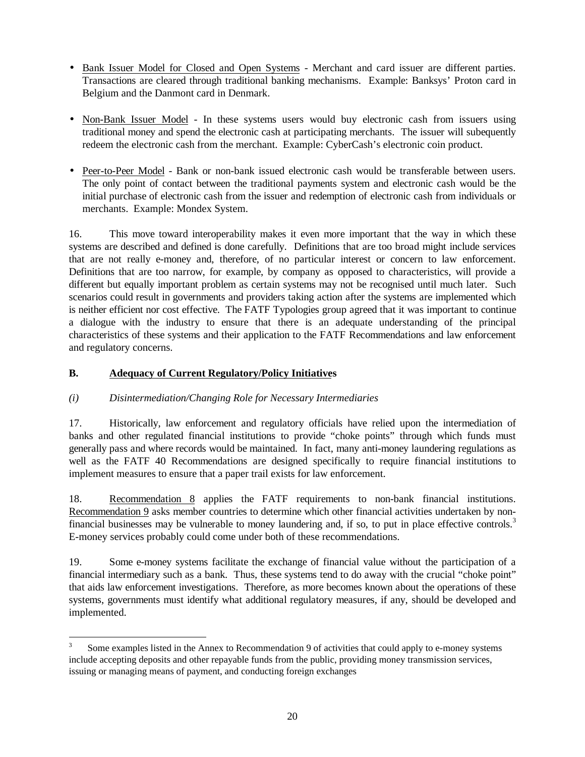- Bank Issuer Model for Closed and Open Systems - Merchant and card issuer are different parties. Transactions are cleared through traditional banking mechanisms. Example: Banksys' Proton card in Belgium and the Danmont card in Denmark.

- Non-Bank Issuer Model - In these systems users would buy electronic cash from issuers using traditional money and spend the electronic cash at participating merchants. The issuer will subequently redeem the electronic cash from the merchant. Example: CyberCash's electronic coin product.

- Peer-to-Peer Model - Bank or non-bank issued electronic cash would be transferable between users. The only point of contact between the traditional payments system and electronic cash would be the initial purchase of electronic cash from the issuer and redemption of electronic cash from individuals or merchants. Example: Mondex System.

16. This move toward interoperability makes it even more important that the way in which these systems are described and defined is done carefully. Definitions that are too broad might include services that are not really e-money and, therefore, of no particular interest or concern to law enforcement. Definitions that are too narrow, for example, by company as opposed to characteristics, will provide a different but equally important problem as certain systems may not be recognised until much later. Such scenarios could result in governments and providers taking action after the systems are implemented which is neither efficient nor cost effective. The FATF Typologies group agreed that it was important to continue a dialogue with the industry to ensure that there is an adequate understanding of the principal characteristics of these systems and their application to the FATF Recommendations and law enforcement and regulatory concerns.

## B. Adequacy of Current Regulatory/Policy Initiatives

### *(i) Disintermediation/Changing Role for Necessary Intermediaries*

17. Historically, law enforcement and regulatory officials have relied upon the intermediation of banks and other regulated financial institutions to provide "choke points" through which funds must generally pass and where records would be maintained. In fact, many anti-money laundering regulations as well as the FATF 40 Recommendations are designed specifically to require financial institutions to implement measures to ensure that a paper trail exists for law enforcement.

18. Recommendation 8 applies the FATF requirements to non-bank financial institutions. Recommendation 9 asks member countries to determine which other financial activities undertaken by non-financial businesses may be vulnerable to money laundering and, if so, to put in place effective controls.[3] E-money services probably could come under both of these recommendations.

19. Some e-money systems facilitate the exchange of financial value without the participation of a financial intermediary such as a bank. Thus, these systems tend to do away with the crucial "choke point" that aids law enforcement investigations. Therefore, as more becomes known about the operations of these systems, governments must identify what additional regulatory measures, if any, should be developed and implemented.

---

[3] Some examples listed in the Annex to Recommendation 9 of activities that could apply to e-money systems include accepting deposits and other repayable funds from the public, providing money transmission services, issuing or managing means of payment, and conducting foreign exchanges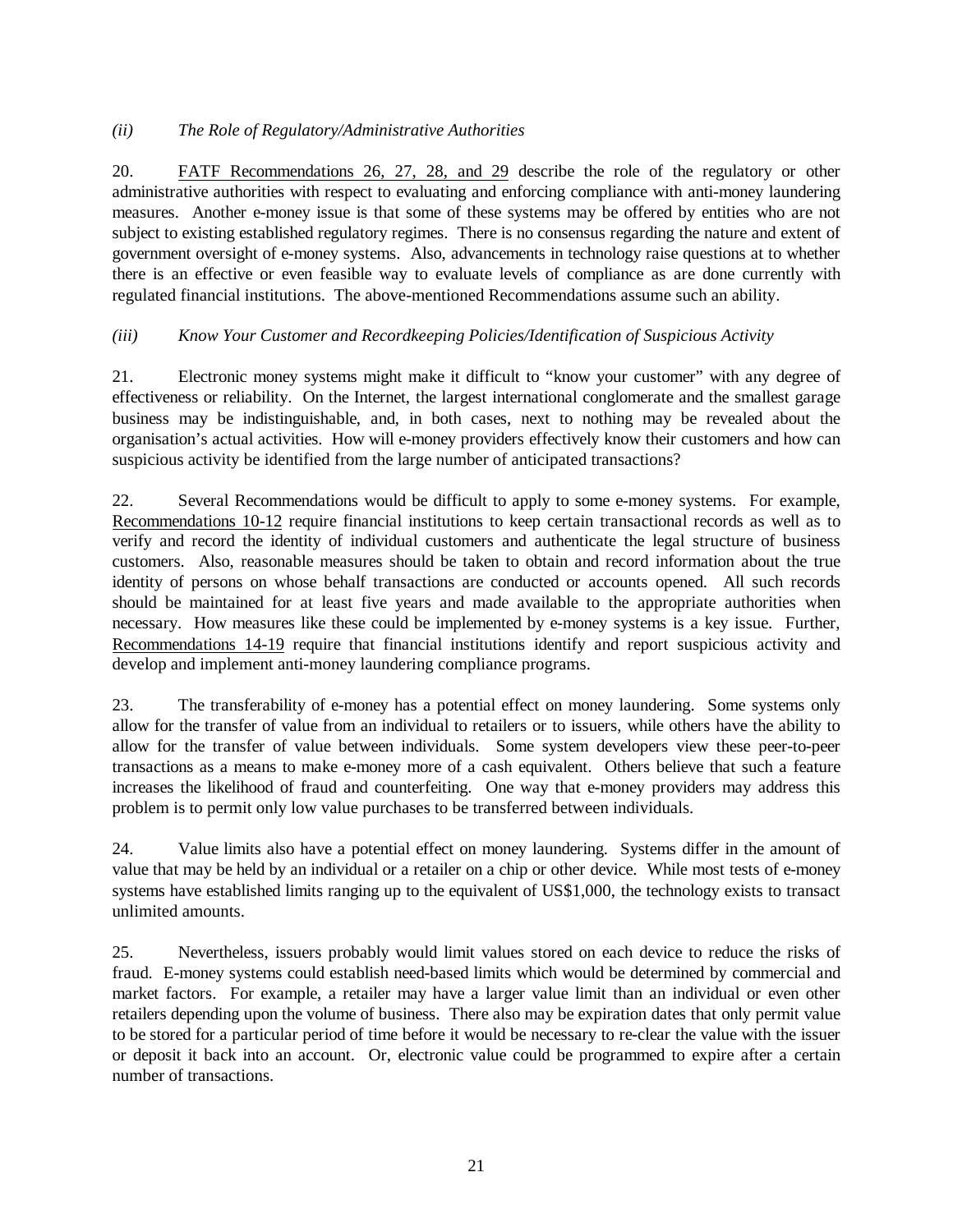*(ii) The Role of Regulatory/Administrative Authorities*

20. FATF Recommendations 26, 27, 28, and 29 describe the role of the regulatory or other administrative authorities with respect to evaluating and enforcing compliance with anti-money laundering measures. Another e-money issue is that some of these systems may be offered by entities who are not subject to existing established regulatory regimes. There is no consensus regarding the nature and extent of government oversight of e-money systems. Also, advancements in technology raise questions at to whether there is an effective or even feasible way to evaluate levels of compliance as are done currently with regulated financial institutions. The above-mentioned Recommendations assume such an ability.

*(iii) Know Your Customer and Recordkeeping Policies/Identification of Suspicious Activity*

21. Electronic money systems might make it difficult to "know your customer" with any degree of effectiveness or reliability. On the Internet, the largest international conglomerate and the smallest garage business may be indistinguishable, and, in both cases, next to nothing may be revealed about the organisation's actual activities. How will e-money providers effectively know their customers and how can suspicious activity be identified from the large number of anticipated transactions?

22. Several Recommendations would be difficult to apply to some e-money systems. For example, Recommendations 10-12 require financial institutions to keep certain transactional records as well as to verify and record the identity of individual customers and authenticate the legal structure of business customers. Also, reasonable measures should be taken to obtain and record information about the true identity of persons on whose behalf transactions are conducted or accounts opened. All such records should be maintained for at least five years and made available to the appropriate authorities when necessary. How measures like these could be implemented by e-money systems is a key issue. Further, Recommendations 14-19 require that financial institutions identify and report suspicious activity and develop and implement anti-money laundering compliance programs.

23. The transferability of e-money has a potential effect on money laundering. Some systems only allow for the transfer of value from an individual to retailers or to issuers, while others have the ability to allow for the transfer of value between individuals. Some system developers view these peer-to-peer transactions as a means to make e-money more of a cash equivalent. Others believe that such a feature increases the likelihood of fraud and counterfeiting. One way that e-money providers may address this problem is to permit only low value purchases to be transferred between individuals.

24. Value limits also have a potential effect on money laundering. Systems differ in the amount of value that may be held by an individual or a retailer on a chip or other device. While most tests of e-money systems have established limits ranging up to the equivalent of US$1,000, the technology exists to transact unlimited amounts.

25. Nevertheless, issuers probably would limit values stored on each device to reduce the risks of fraud. E-money systems could establish need-based limits which would be determined by commercial and market factors. For example, a retailer may have a larger value limit than an individual or even other retailers depending upon the volume of business. There also may be expiration dates that only permit value to be stored for a particular period of time before it would be necessary to re-clear the value with the issuer or deposit it back into an account. Or, electronic value could be programmed to expire after a certain number of transactions.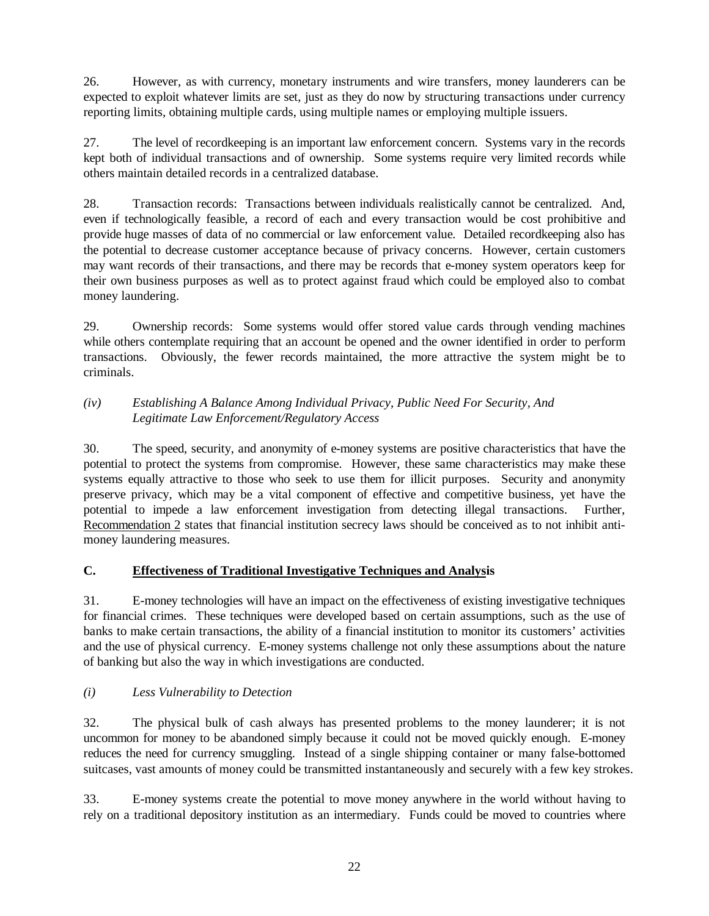26. However, as with currency, monetary instruments and wire transfers, money launderers can be expected to exploit whatever limits are set, just as they do now by structuring transactions under currency reporting limits, obtaining multiple cards, using multiple names or employing multiple issuers.

27. The level of recordkeeping is an important law enforcement concern. Systems vary in the records kept both of individual transactions and of ownership. Some systems require very limited records while others maintain detailed records in a centralized database.

28. Transaction records: Transactions between individuals realistically cannot be centralized. And, even if technologically feasible, a record of each and every transaction would be cost prohibitive and provide huge masses of data of no commercial or law enforcement value. Detailed recordkeeping also has the potential to decrease customer acceptance because of privacy concerns. However, certain customers may want records of their transactions, and there may be records that e-money system operators keep for their own business purposes as well as to protect against fraud which could be employed also to combat money laundering.

29. Ownership records: Some systems would offer stored value cards through vending machines while others contemplate requiring that an account be opened and the owner identified in order to perform transactions. Obviously, the fewer records maintained, the more attractive the system might be to criminals.

*(iv) Establishing A Balance Among Individual Privacy, Public Need For Security, And Legitimate Law Enforcement/Regulatory Access*

30. The speed, security, and anonymity of e-money systems are positive characteristics that have the potential to protect the systems from compromise. However, these same characteristics may make these systems equally attractive to those who seek to use them for illicit purposes. Security and anonymity preserve privacy, which may be a vital component of effective and competitive business, yet have the potential to impede a law enforcement investigation from detecting illegal transactions. Further, Recommendation 2 states that financial institution secrecy laws should be conceived as to not inhibit anti-money laundering measures.

## C. Effectiveness of Traditional Investigative Techniques and Analysis

31. E-money technologies will have an impact on the effectiveness of existing investigative techniques for financial crimes. These techniques were developed based on certain assumptions, such as the use of banks to make certain transactions, the ability of a financial institution to monitor its customers' activities and the use of physical currency. E-money systems challenge not only these assumptions about the nature of banking but also the way in which investigations are conducted.

*(i) Less Vulnerability to Detection*

32. The physical bulk of cash always has presented problems to the money launderer; it is not uncommon for money to be abandoned simply because it could not be moved quickly enough. E-money reduces the need for currency smuggling. Instead of a single shipping container or many false-bottomed suitcases, vast amounts of money could be transmitted instantaneously and securely with a few key strokes.

33. E-money systems create the potential to move money anywhere in the world without having to rely on a traditional depository institution as an intermediary. Funds could be moved to countries where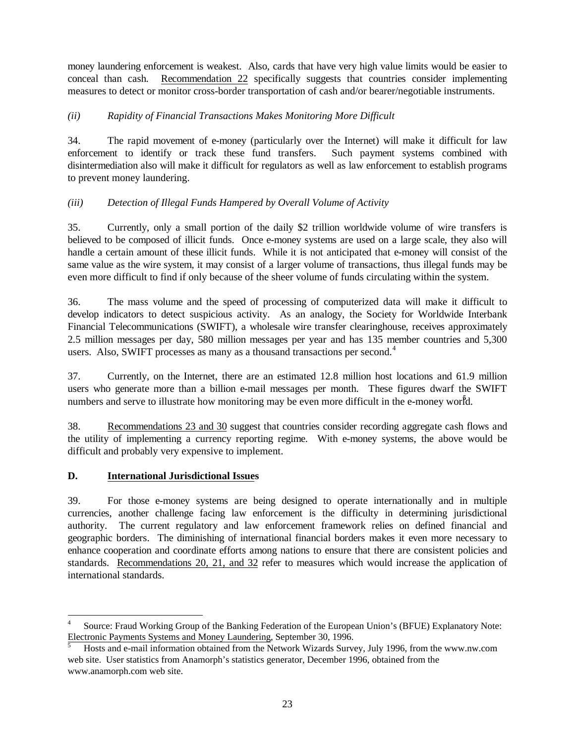money laundering enforcement is weakest. Also, cards that have very high value limits would be easier to conceal than cash. Recommendation 22 specifically suggests that countries consider implementing measures to detect or monitor cross-border transportation of cash and/or bearer/negotiable instruments.

*(ii) Rapidity of Financial Transactions Makes Monitoring More Difficult*

34. The rapid movement of e-money (particularly over the Internet) will make it difficult for law enforcement to identify or track these fund transfers. Such payment systems combined with disintermediation also will make it difficult for regulators as well as law enforcement to establish programs to prevent money laundering.

*(iii) Detection of Illegal Funds Hampered by Overall Volume of Activity*

35. Currently, only a small portion of the daily \$2 trillion worldwide volume of wire transfers is believed to be composed of illicit funds. Once e-money systems are used on a large scale, they also will handle a certain amount of these illicit funds. While it is not anticipated that e-money will consist of the same value as the wire system, it may consist of a larger volume of transactions, thus illegal funds may be even more difficult to find if only because of the sheer volume of funds circulating within the system.

36. The mass volume and the speed of processing of computerized data will make it difficult to develop indicators to detect suspicious activity. As an analogy, the Society for Worldwide Interbank Financial Telecommunications (SWIFT), a wholesale wire transfer clearinghouse, receives approximately 2.5 million messages per day, 580 million messages per year and has 135 member countries and 5,300 users. Also, SWIFT processes as many as a thousand transactions per second.[4]

37. Currently, on the Internet, there are an estimated 12.8 million host locations and 61.9 million users who generate more than a billion e-mail messages per month. These figures dwarf the SWIFT numbers and serve to illustrate how monitoring may be even more difficult in the e-money world.[5]

38. Recommendations 23 and 30 suggest that countries consider recording aggregate cash flows and the utility of implementing a currency reporting regime. With e-money systems, the above would be difficult and probably very expensive to implement.

## D. International Jurisdictional Issues

39. For those e-money systems are being designed to operate internationally and in multiple currencies, another challenge facing law enforcement is the difficulty in determining jurisdictional authority. The current regulatory and law enforcement framework relies on defined financial and geographic borders. The diminishing of international financial borders makes it even more necessary to enhance cooperation and coordinate efforts among nations to ensure that there are consistent policies and standards. Recommendations 20, 21, and 32 refer to measures which would increase the application of international standards.

---

[4] Source: Fraud Working Group of the Banking Federation of the European Union's (BFUE) Explanatory Note: Electronic Payments Systems and Money Laundering, September 30, 1996.

[5] Hosts and e-mail information obtained from the Network Wizards Survey, July 1996, from the www.nw.com web site. User statistics from Anamorph's statistics generator, December 1996, obtained from the www.anamorph.com web site.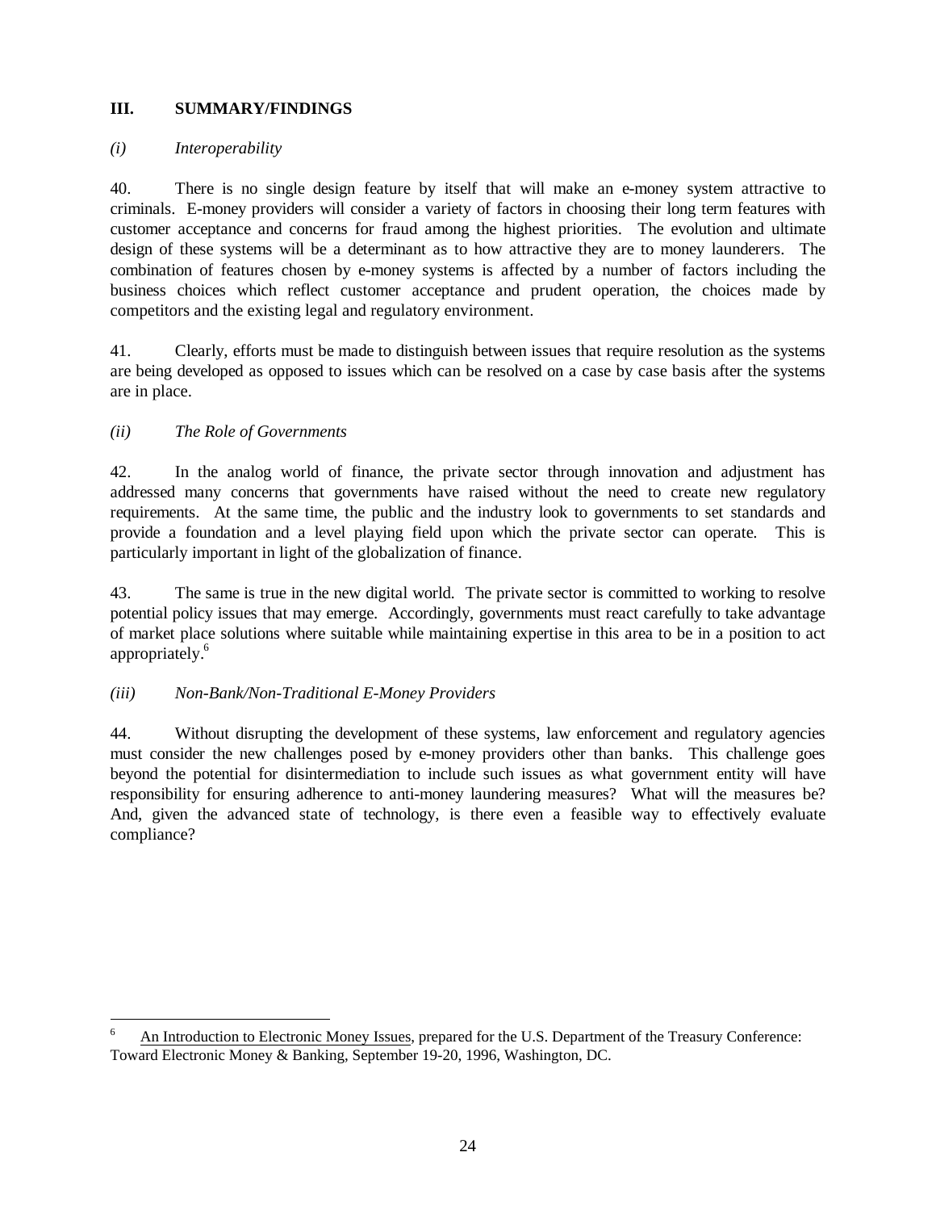## III. SUMMARY/FINDINGS

### *(i) Interoperability*

40. There is no single design feature by itself that will make an e-money system attractive to criminals. E-money providers will consider a variety of factors in choosing their long term features with customer acceptance and concerns for fraud among the highest priorities. The evolution and ultimate design of these systems will be a determinant as to how attractive they are to money launderers. The combination of features chosen by e-money systems is affected by a number of factors including the business choices which reflect customer acceptance and prudent operation, the choices made by competitors and the existing legal and regulatory environment.

41. Clearly, efforts must be made to distinguish between issues that require resolution as the systems are being developed as opposed to issues which can be resolved on a case by case basis after the systems are in place.

### *(ii) The Role of Governments*

42. In the analog world of finance, the private sector through innovation and adjustment has addressed many concerns that governments have raised without the need to create new regulatory requirements. At the same time, the public and the industry look to governments to set standards and provide a foundation and a level playing field upon which the private sector can operate. This is particularly important in light of the globalization of finance.

43. The same is true in the new digital world. The private sector is committed to working to resolve potential policy issues that may emerge. Accordingly, governments must react carefully to take advantage of market place solutions where suitable while maintaining expertise in this area to be in a position to act appropriately.[6]

### *(iii) Non-Bank/Non-Traditional E-Money Providers*

44. Without disrupting the development of these systems, law enforcement and regulatory agencies must consider the new challenges posed by e-money providers other than banks. This challenge goes beyond the potential for disintermediation to include such issues as what government entity will have responsibility for ensuring adherence to anti-money laundering measures? What will the measures be? And, given the advanced state of technology, is there even a feasible way to effectively evaluate compliance?

---

[6] An Introduction to Electronic Money Issues, prepared for the U.S. Department of the Treasury Conference: Toward Electronic Money & Banking, September 19-20, 1996, Washington, DC.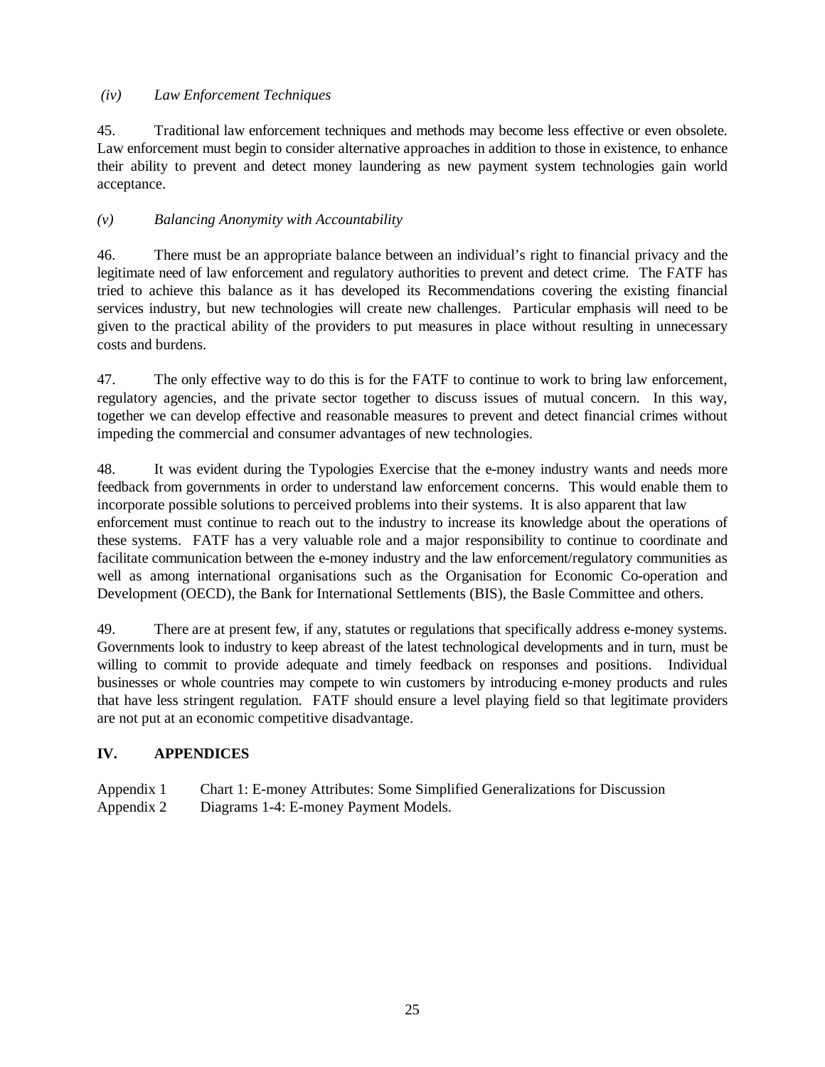*(iv) Law Enforcement Techniques*

45. Traditional law enforcement techniques and methods may become less effective or even obsolete. Law enforcement must begin to consider alternative approaches in addition to those in existence, to enhance their ability to prevent and detect money laundering as new payment system technologies gain world acceptance.

*(v) Balancing Anonymity with Accountability*

46. There must be an appropriate balance between an individual's right to financial privacy and the legitimate need of law enforcement and regulatory authorities to prevent and detect crime. The FATF has tried to achieve this balance as it has developed its Recommendations covering the existing financial services industry, but new technologies will create new challenges. Particular emphasis will need to be given to the practical ability of the providers to put measures in place without resulting in unnecessary costs and burdens.

47. The only effective way to do this is for the FATF to continue to work to bring law enforcement, regulatory agencies, and the private sector together to discuss issues of mutual concern. In this way, together we can develop effective and reasonable measures to prevent and detect financial crimes without impeding the commercial and consumer advantages of new technologies.

48. It was evident during the Typologies Exercise that the e-money industry wants and needs more feedback from governments in order to understand law enforcement concerns. This would enable them to incorporate possible solutions to perceived problems into their systems. It is also apparent that law enforcement must continue to reach out to the industry to increase its knowledge about the operations of these systems. FATF has a very valuable role and a major responsibility to continue to coordinate and facilitate communication between the e-money industry and the law enforcement/regulatory communities as well as among international organisations such as the Organisation for Economic Co-operation and Development (OECD), the Bank for International Settlements (BIS), the Basle Committee and others.

49. There are at present few, if any, statutes or regulations that specifically address e-money systems. Governments look to industry to keep abreast of the latest technological developments and in turn, must be willing to commit to provide adequate and timely feedback on responses and positions. Individual businesses or whole countries may compete to win customers by introducing e-money products and rules that have less stringent regulation. FATF should ensure a level playing field so that legitimate providers are not put at an economic competitive disadvantage.

## IV. APPENDICES

Appendix 1 Chart 1: E-money Attributes: Some Simplified Generalizations for Discussion
Appendix 2 Diagrams 1-4: E-money Payment Models.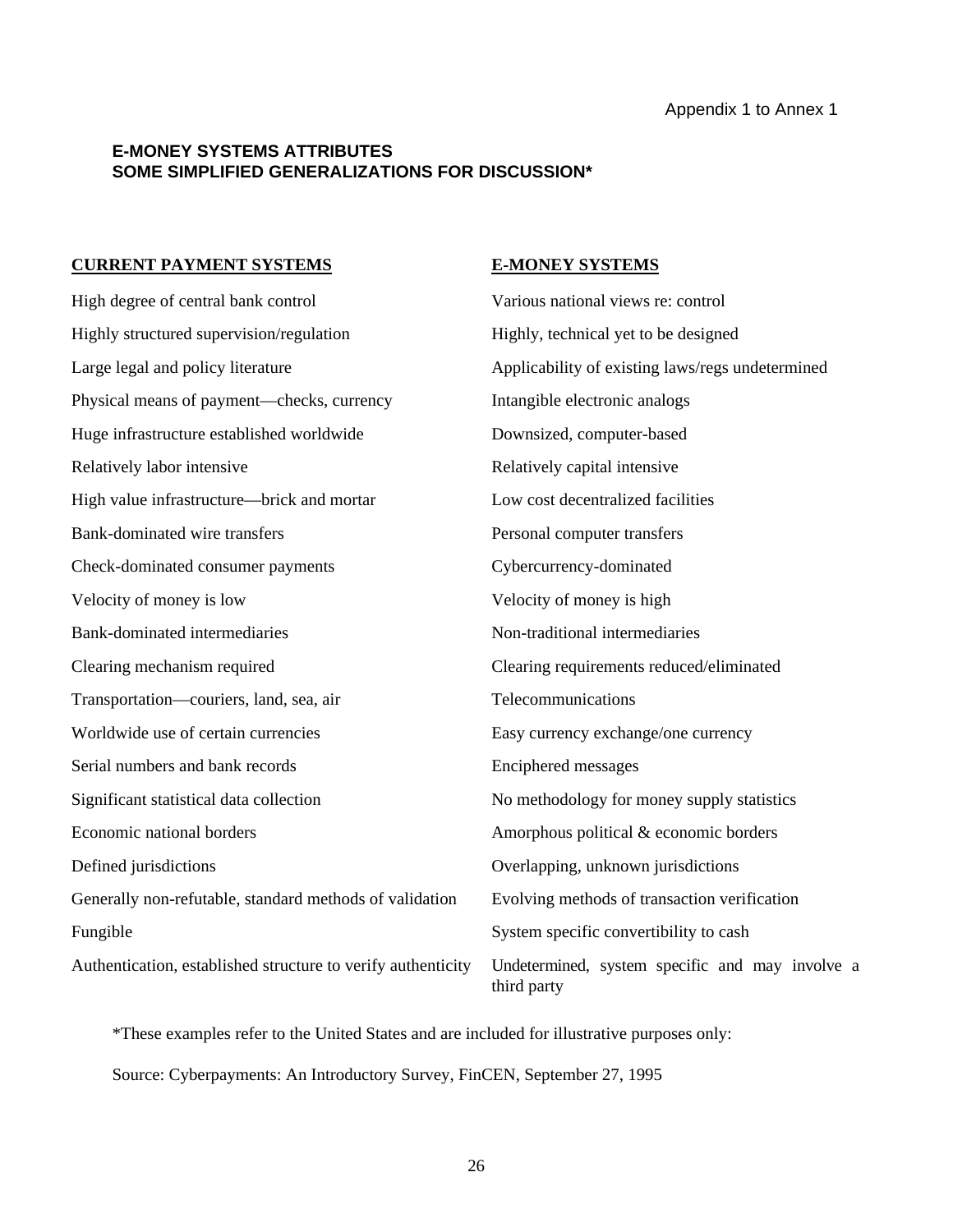Appendix 1 to Annex 1

## E-MONEY SYSTEMS ATTRIBUTES
## SOME SIMPLIFIED GENERALIZATIONS FOR DISCUSSION*

| CURRENT PAYMENT SYSTEMS | E-MONEY SYSTEMS |
|---|---|
| High degree of central bank control | Various national views re: control |
| Highly structured supervision/regulation | Highly, technical yet to be designed |
| Large legal and policy literature | Applicability of existing laws/regs undetermined |
| Physical means of payment—checks, currency | Intangible electronic analogs |
| Huge infrastructure established worldwide | Downsized, computer-based |
| Relatively labor intensive | Relatively capital intensive |
| High value infrastructure—brick and mortar | Low cost decentralized facilities |
| Bank-dominated wire transfers | Personal computer transfers |
| Check-dominated consumer payments | Cybercurrency-dominated |
| Velocity of money is low | Velocity of money is high |
| Bank-dominated intermediaries | Non-traditional intermediaries |
| Clearing mechanism required | Clearing requirements reduced/eliminated |
| Transportation—couriers, land, sea, air | Telecommunications |
| Worldwide use of certain currencies | Easy currency exchange/one currency |
| Serial numbers and bank records | Enciphered messages |
| Significant statistical data collection | No methodology for money supply statistics |
| Economic national borders | Amorphous political & economic borders |
| Defined jurisdictions | Overlapping, unknown jurisdictions |
| Generally non-refutable, standard methods of validation | Evolving methods of transaction verification |
| Fungible | System specific convertibility to cash |
| Authentication, established structure to verify authenticity | Undetermined, system specific and may involve a third party |

*These examples refer to the United States and are included for illustrative purposes only:

Source: Cyberpayments: An Introductory Survey, FinCEN, September 27, 1995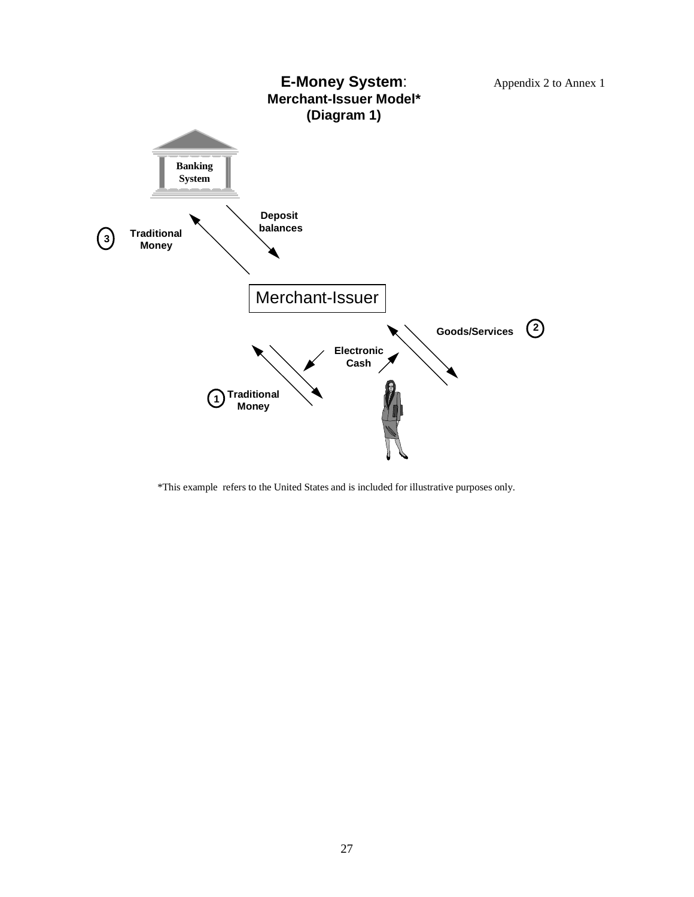Appendix 2 to Annex 1

## E-Money System: Merchant-Issuer Model* (Diagram 1)

Banking System

3 Traditional Money

Deposit balances

Merchant-Issuer

Goods/Services 2

Electronic Cash

1 Traditional Money

*This example refers to the United States and is included for illustrative purposes only.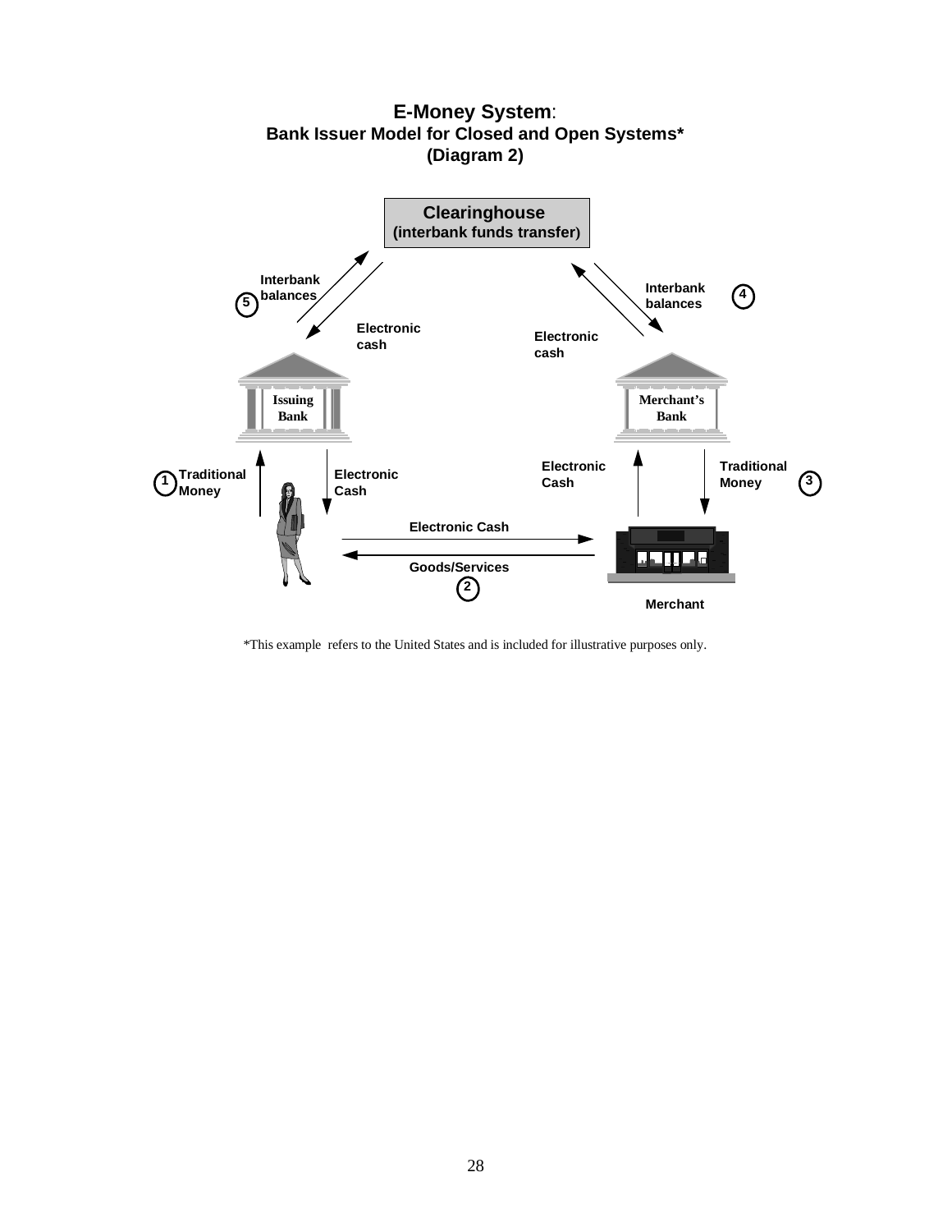# E-Money System:

## Bank Issuer Model for Closed and Open Systems*
## (Diagram 2)

Clearinghouse
(interbank funds transfer)

5 Interbank balances

Electronic cash

Interbank balances 4

Electronic cash

Issuing Bank

Merchant's Bank

1 Traditional Money

Electronic Cash

Electronic Cash

Traditional Money 3

Electronic Cash

Goods/Services

2

Merchant

*This example refers to the United States and is included for illustrative purposes only.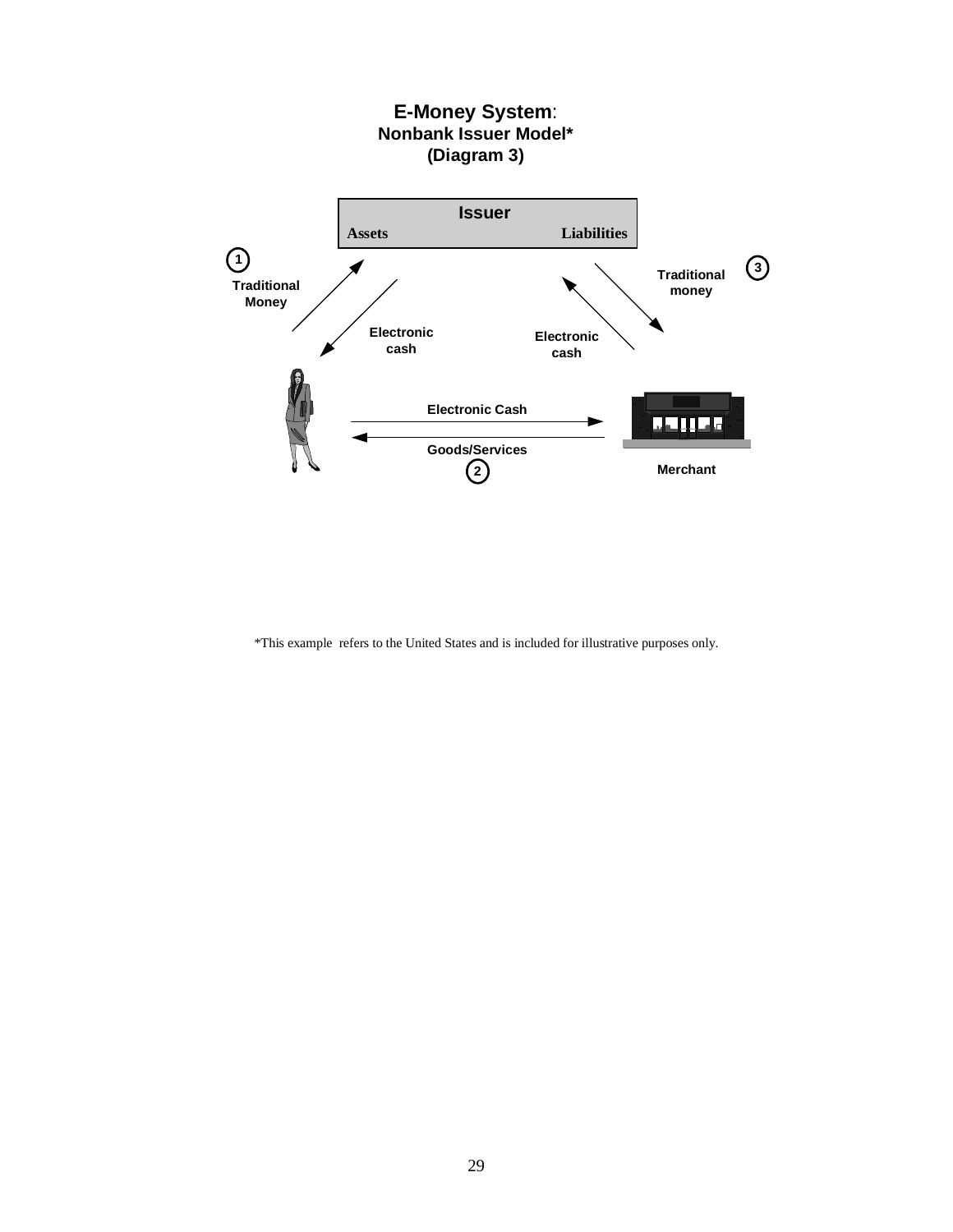# E-Money System:

## Nonbank Issuer Model*

## (Diagram 3)

Issuer

Assets

Liabilities

1 Traditional Money

Electronic cash

Electronic cash

3 Traditional money

Electronic Cash

Goods/Services

2

Merchant

*This example refers to the United States and is included for illustrative purposes only.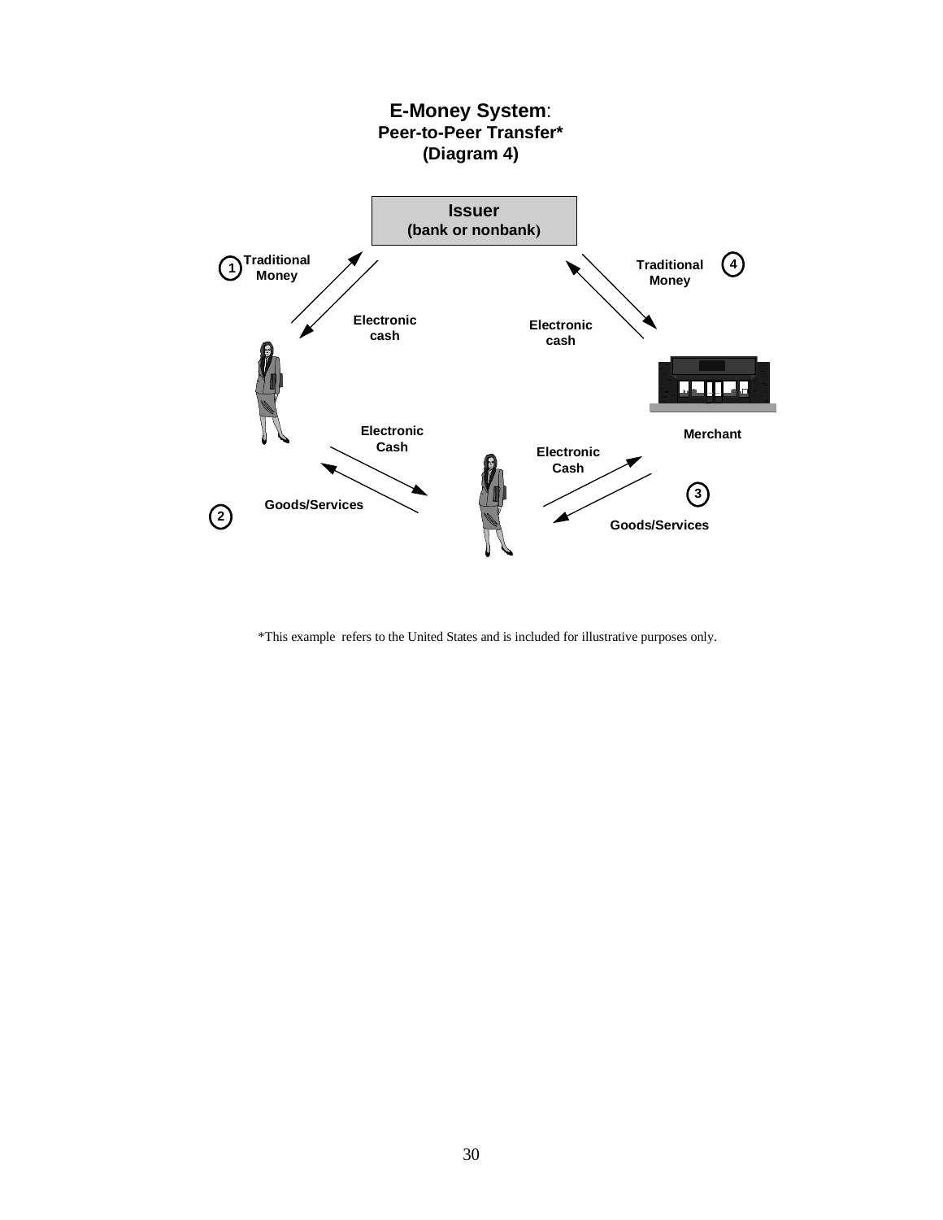**E-Money System**:
**Peer-to-Peer Transfer***
**(Diagram 4)**

Issuer
(bank or nonbank)

1 Traditional Money

Electronic cash

Electronic cash

Traditional Money 4

Merchant

Electronic Cash

Electronic Cash

Goods/Services

2

3

Goods/Services

*This example refers to the United States and is included for illustrative purposes only.